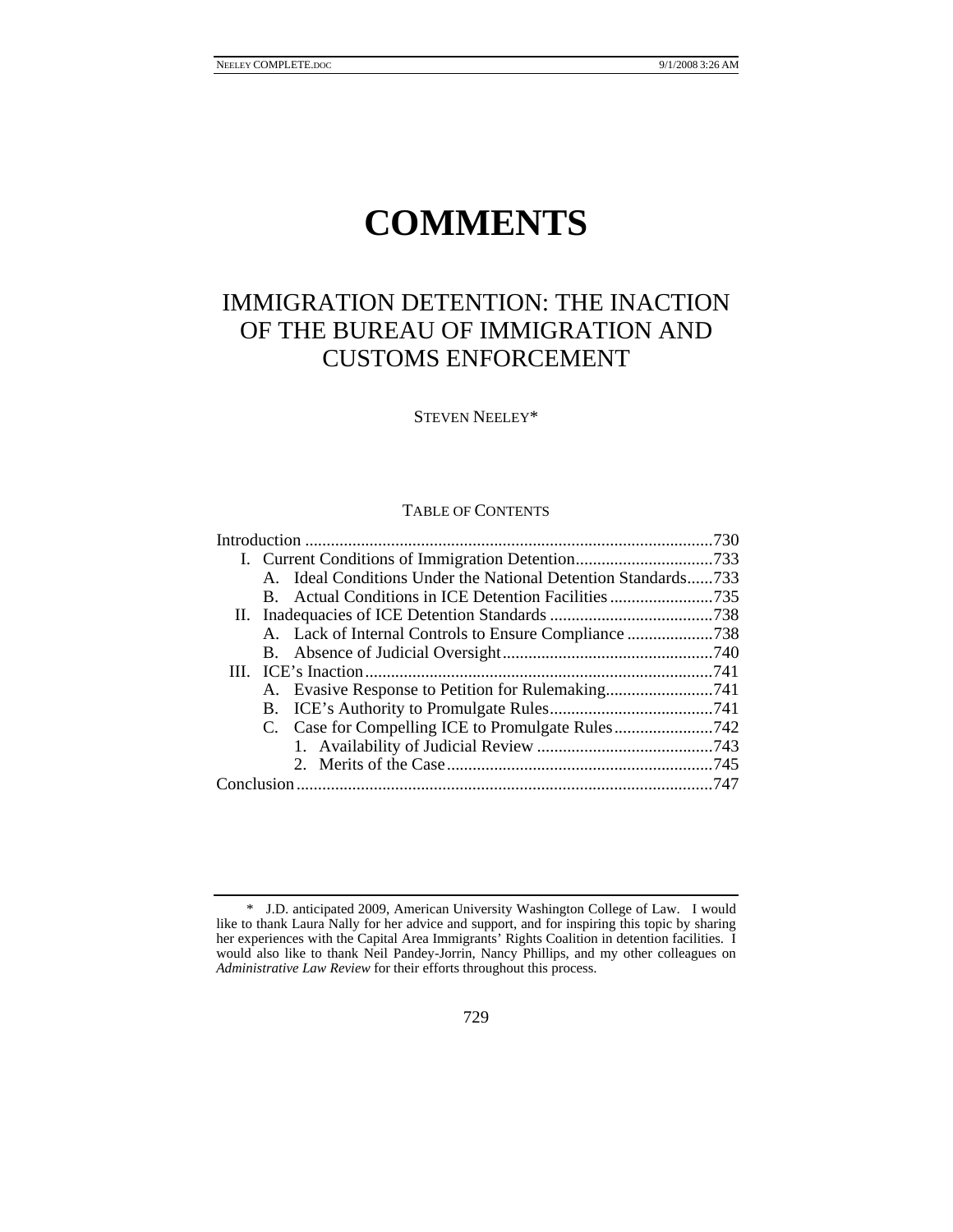# COMMENTS

## IMMIGRATION DETENTION: THE INACTION OF THE BUREAU OF IMMIGRATION AND CUSTOMS ENFORCEMENT

STEVEN NEELEY*

TABLE OF CONTENTS

| | |
|---|---|
| Introduction | 730 |
| I. Current Conditions of Immigration Detention | 733 |
| A. Ideal Conditions Under the National Detention Standards | 733 |
| B. Actual Conditions in ICE Detention Facilities | 735 |
| II. Inadequacies of ICE Detention Standards | 738 |
| A. Lack of Internal Controls to Ensure Compliance | 738 |
| B. Absence of Judicial Oversight | 740 |
| III. ICE's Inaction | 741 |
| A. Evasive Response to Petition for Rulemaking | 741 |
| B. ICE's Authority to Promulgate Rules | 741 |
| C. Case for Compelling ICE to Promulgate Rules | 742 |
| 1. Availability of Judicial Review | 743 |
| 2. Merits of the Case | 745 |
| Conclusion | 747 |

\* J.D. anticipated 2009, American University Washington College of Law. I would like to thank Laura Nally for her advice and support, and for inspiring this topic by sharing her experiences with the Capital Area Immigrants' Rights Coalition in detention facilities. I would also like to thank Neil Pandey-Jorrin, Nancy Phillips, and my other colleagues on *Administrative Law Review* for their efforts throughout this process.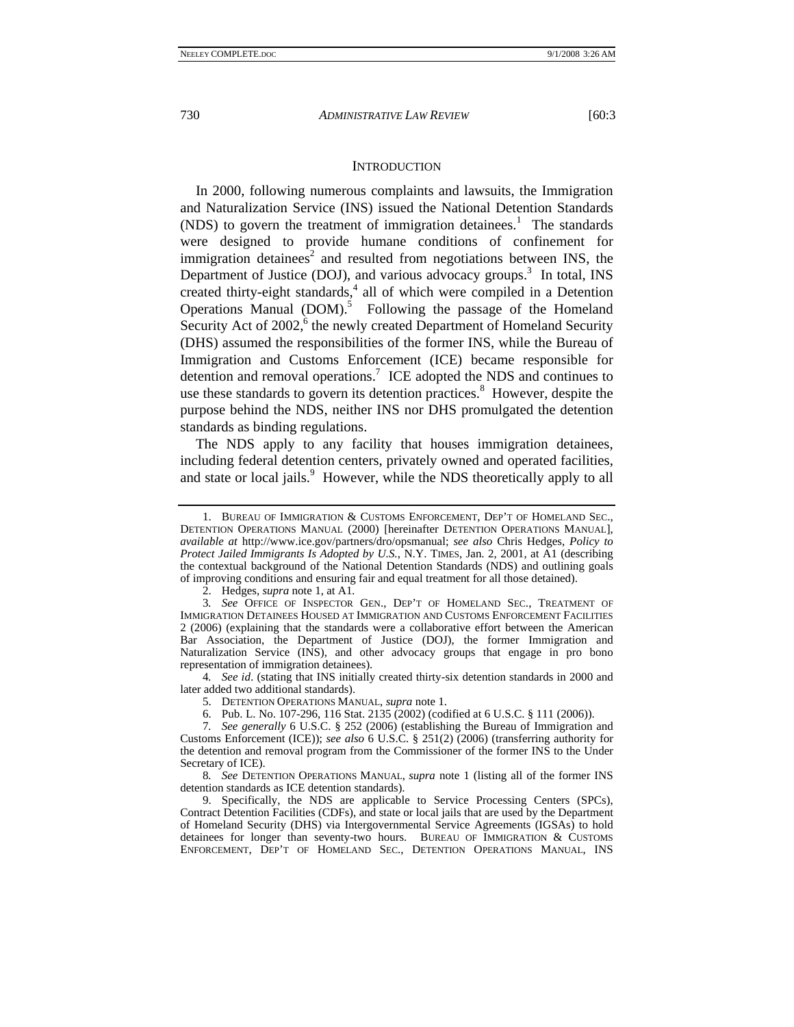## INTRODUCTION

In 2000, following numerous complaints and lawsuits, the Immigration and Naturalization Service (INS) issued the National Detention Standards (NDS) to govern the treatment of immigration detainees.[1] The standards were designed to provide humane conditions of confinement for immigration detainees[2] and resulted from negotiations between INS, the Department of Justice (DOJ), and various advocacy groups.[3] In total, INS created thirty-eight standards,[4] all of which were compiled in a Detention Operations Manual (DOM).[5] Following the passage of the Homeland Security Act of 2002,[6] the newly created Department of Homeland Security (DHS) assumed the responsibilities of the former INS, while the Bureau of Immigration and Customs Enforcement (ICE) became responsible for detention and removal operations.[7] ICE adopted the NDS and continues to use these standards to govern its detention practices.[8] However, despite the purpose behind the NDS, neither INS nor DHS promulgated the detention standards as binding regulations.

The NDS apply to any facility that houses immigration detainees, including federal detention centers, privately owned and operated facilities, and state or local jails.[9] However, while the NDS theoretically apply to all

---

1. BUREAU OF IMMIGRATION & CUSTOMS ENFORCEMENT, DEP'T OF HOMELAND SEC., DETENTION OPERATIONS MANUAL (2000) [hereinafter DETENTION OPERATIONS MANUAL], *available at* http://www.ice.gov/partners/dro/opsmanual; *see also* Chris Hedges, *Policy to Protect Jailed Immigrants Is Adopted by U.S.*, N.Y. TIMES, Jan. 2, 2001, at A1 (describing the contextual background of the National Detention Standards (NDS) and outlining goals of improving conditions and ensuring fair and equal treatment for all those detained).

2. Hedges, *supra* note 1, at A1.

3. *See* OFFICE OF INSPECTOR GEN., DEP'T OF HOMELAND SEC., TREATMENT OF IMMIGRATION DETAINEES HOUSED AT IMMIGRATION AND CUSTOMS ENFORCEMENT FACILITIES 2 (2006) (explaining that the standards were a collaborative effort between the American Bar Association, the Department of Justice (DOJ), the former Immigration and Naturalization Service (INS), and other advocacy groups that engage in pro bono representation of immigration detainees).

4. *See id.* (stating that INS initially created thirty-six detention standards in 2000 and later added two additional standards).

5. DETENTION OPERATIONS MANUAL, *supra* note 1.

6. Pub. L. No. 107-296, 116 Stat. 2135 (2002) (codified at 6 U.S.C. § 111 (2006)).

7. *See generally* 6 U.S.C. § 252 (2006) (establishing the Bureau of Immigration and Customs Enforcement (ICE)); *see also* 6 U.S.C. § 251(2) (2006) (transferring authority for the detention and removal program from the Commissioner of the former INS to the Under Secretary of ICE).

8. *See* DETENTION OPERATIONS MANUAL, *supra* note 1 (listing all of the former INS detention standards as ICE detention standards).

9. Specifically, the NDS are applicable to Service Processing Centers (SPCs), Contract Detention Facilities (CDFs), and state or local jails that are used by the Department of Homeland Security (DHS) via Intergovernmental Service Agreements (IGSAs) to hold detainees for longer than seventy-two hours. BUREAU OF IMMIGRATION & CUSTOMS ENFORCEMENT, DEP'T OF HOMELAND SEC., DETENTION OPERATIONS MANUAL, INS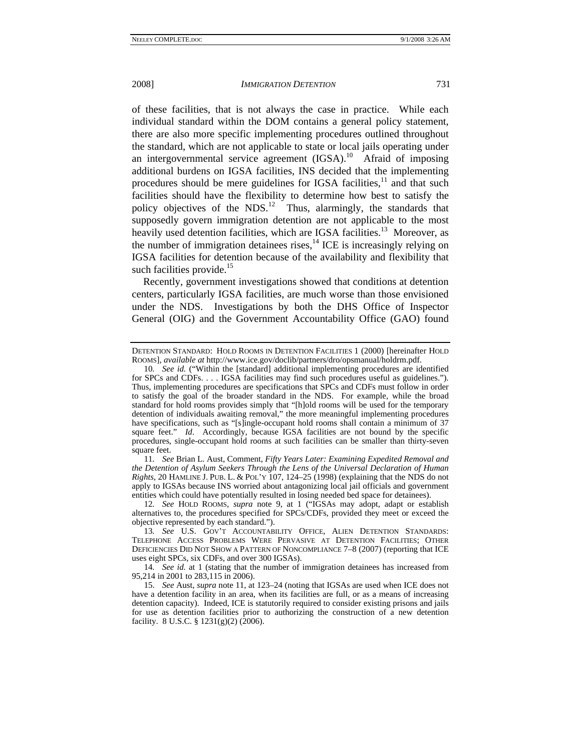of these facilities, that is not always the case in practice. While each individual standard within the DOM contains a general policy statement, there are also more specific implementing procedures outlined throughout the standard, which are not applicable to state or local jails operating under an intergovernmental service agreement (IGSA).[10] Afraid of imposing additional burdens on IGSA facilities, INS decided that the implementing procedures should be mere guidelines for IGSA facilities,[11] and that such facilities should have the flexibility to determine how best to satisfy the policy objectives of the NDS.[12] Thus, alarmingly, the standards that supposedly govern immigration detention are not applicable to the most heavily used detention facilities, which are IGSA facilities.[13] Moreover, as the number of immigration detainees rises,[14] ICE is increasingly relying on IGSA facilities for detention because of the availability and flexibility that such facilities provide.[15]

Recently, government investigations showed that conditions at detention centers, particularly IGSA facilities, are much worse than those envisioned under the NDS. Investigations by both the DHS Office of Inspector General (OIG) and the Government Accountability Office (GAO) found

---

DETENTION STANDARD: HOLD ROOMS IN DETENTION FACILITIES 1 (2000) [hereinafter HOLD ROOMS], *available at* http://www.ice.gov/doclib/partners/dro/opsmanual/holdrm.pdf.

10. *See id.* ("Within the [standard] additional implementing procedures are identified for SPCs and CDFs. . . . IGSA facilities may find such procedures useful as guidelines."). Thus, implementing procedures are specifications that SPCs and CDFs must follow in order to satisfy the goal of the broader standard in the NDS. For example, while the broad standard for hold rooms provides simply that "[h]old rooms will be used for the temporary detention of individuals awaiting removal," the more meaningful implementing procedures have specifications, such as "[s]ingle-occupant hold rooms shall contain a minimum of 37 square feet." *Id*. Accordingly, because IGSA facilities are not bound by the specific procedures, single-occupant hold rooms at such facilities can be smaller than thirty-seven square feet.

11. *See* Brian L. Aust, Comment, *Fifty Years Later: Examining Expedited Removal and the Detention of Asylum Seekers Through the Lens of the Universal Declaration of Human Rights*, 20 HAMLINE J. PUB. L. & POL'Y 107, 124–25 (1998) (explaining that the NDS do not apply to IGSAs because INS worried about antagonizing local jail officials and government entities which could have potentially resulted in losing needed bed space for detainees).

12. *See* HOLD ROOMS, *supra* note 9, at 1 ("IGSAs may adopt, adapt or establish alternatives to, the procedures specified for SPCs/CDFs, provided they meet or exceed the objective represented by each standard.").

13. *See* U.S. GOV'T ACCOUNTABILITY OFFICE, ALIEN DETENTION STANDARDS: TELEPHONE ACCESS PROBLEMS WERE PERVASIVE AT DETENTION FACILITIES; OTHER DEFICIENCIES DID NOT SHOW A PATTERN OF NONCOMPLIANCE 7–8 (2007) (reporting that ICE uses eight SPCs, six CDFs, and over 300 IGSAs).

14. *See id.* at 1 (stating that the number of immigration detainees has increased from 95,214 in 2001 to 283,115 in 2006).

15. *See* Aust, *supra* note 11, at 123–24 (noting that IGSAs are used when ICE does not have a detention facility in an area, when its facilities are full, or as a means of increasing detention capacity). Indeed, ICE is statutorily required to consider existing prisons and jails for use as detention facilities prior to authorizing the construction of a new detention facility. 8 U.S.C. § 1231(g)(2) (2006).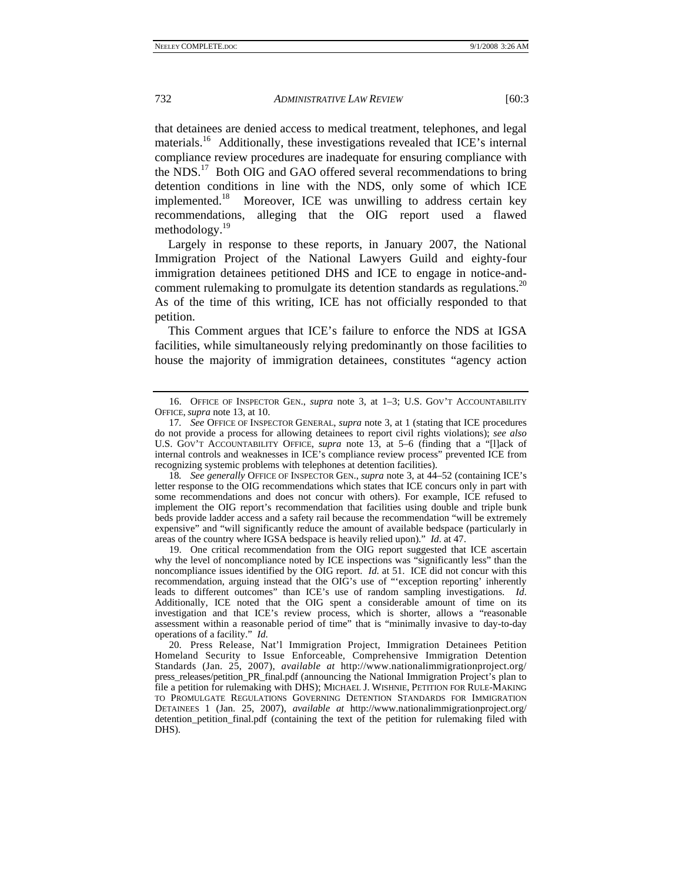that detainees are denied access to medical treatment, telephones, and legal materials.[16] Additionally, these investigations revealed that ICE's internal compliance review procedures are inadequate for ensuring compliance with the NDS.[17] Both OIG and GAO offered several recommendations to bring detention conditions in line with the NDS, only some of which ICE implemented.[18] Moreover, ICE was unwilling to address certain key recommendations, alleging that the OIG report used a flawed methodology.[19]

Largely in response to these reports, in January 2007, the National Immigration Project of the National Lawyers Guild and eighty-four immigration detainees petitioned DHS and ICE to engage in notice-and-comment rulemaking to promulgate its detention standards as regulations.[20] As of the time of this writing, ICE has not officially responded to that petition.

This Comment argues that ICE's failure to enforce the NDS at IGSA facilities, while simultaneously relying predominantly on those facilities to house the majority of immigration detainees, constitutes "agency action

---

16. OFFICE OF INSPECTOR GEN., *supra* note 3, at 1–3; U.S. GOV'T ACCOUNTABILITY OFFICE, *supra* note 13, at 10.

17. *See* OFFICE OF INSPECTOR GENERAL, *supra* note 3, at 1 (stating that ICE procedures do not provide a process for allowing detainees to report civil rights violations); *see also* U.S. GOV'T ACCOUNTABILITY OFFICE, *supra* note 13, at 5–6 (finding that a "[l]ack of internal controls and weaknesses in ICE's compliance review process" prevented ICE from recognizing systemic problems with telephones at detention facilities).

18. *See generally* OFFICE OF INSPECTOR GEN., *supra* note 3, at 44–52 (containing ICE's letter response to the OIG recommendations which states that ICE concurs only in part with some recommendations and does not concur with others). For example, ICE refused to implement the OIG report's recommendation that facilities using double and triple bunk beds provide ladder access and a safety rail because the recommendation "will be extremely expensive" and "will significantly reduce the amount of available bedspace (particularly in areas of the country where IGSA bedspace is heavily relied upon)." *Id*. at 47.

19. One critical recommendation from the OIG report suggested that ICE ascertain why the level of noncompliance noted by ICE inspections was "significantly less" than the noncompliance issues identified by the OIG report. *Id.* at 51. ICE did not concur with this recommendation, arguing instead that the OIG's use of "'exception reporting' inherently leads to different outcomes" than ICE's use of random sampling investigations. *Id*. Additionally, ICE noted that the OIG spent a considerable amount of time on its investigation and that ICE's review process, which is shorter, allows a "reasonable assessment within a reasonable period of time" that is "minimally invasive to day-to-day operations of a facility." *Id.*

20. Press Release, Nat'l Immigration Project, Immigration Detainees Petition Homeland Security to Issue Enforceable, Comprehensive Immigration Detention Standards (Jan. 25, 2007), *available at* http://www.nationalimmigrationproject.org/press_releases/petition_PR_final.pdf (announcing the National Immigration Project's plan to file a petition for rulemaking with DHS); MICHAEL J. WISHNIE, PETITION FOR RULE-MAKING TO PROMULGATE REGULATIONS GOVERNING DETENTION STANDARDS FOR IMMIGRATION DETAINEES 1 (Jan. 25, 2007), *available at* http://www.nationalimmigrationproject.org/detention_petition_final.pdf (containing the text of the petition for rulemaking filed with DHS).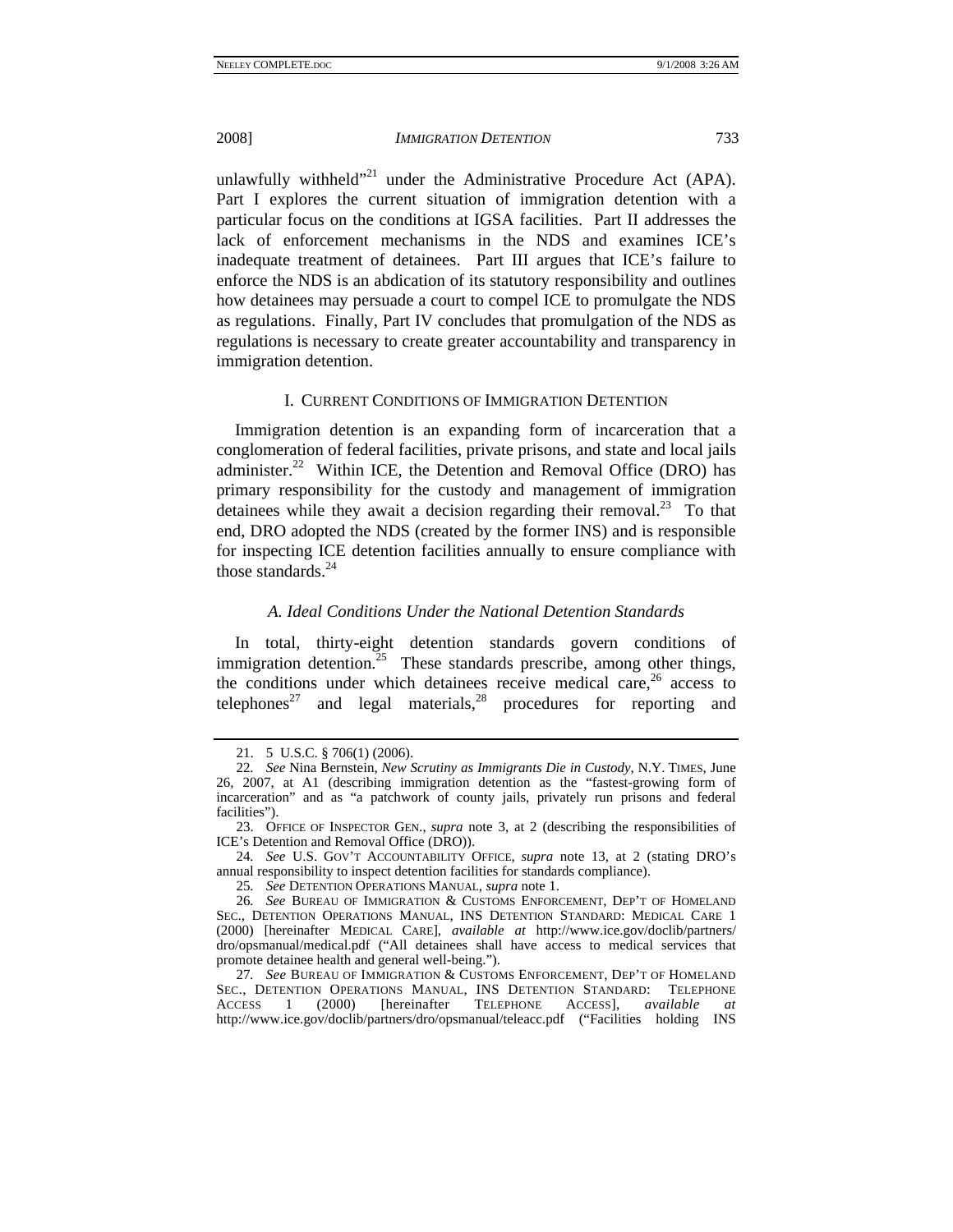unlawfully withheld"[21] under the Administrative Procedure Act (APA). Part I explores the current situation of immigration detention with a particular focus on the conditions at IGSA facilities. Part II addresses the lack of enforcement mechanisms in the NDS and examines ICE's inadequate treatment of detainees. Part III argues that ICE's failure to enforce the NDS is an abdication of its statutory responsibility and outlines how detainees may persuade a court to compel ICE to promulgate the NDS as regulations. Finally, Part IV concludes that promulgation of the NDS as regulations is necessary to create greater accountability and transparency in immigration detention.

## I. CURRENT CONDITIONS OF IMMIGRATION DETENTION

Immigration detention is an expanding form of incarceration that a conglomeration of federal facilities, private prisons, and state and local jails administer.[22] Within ICE, the Detention and Removal Office (DRO) has primary responsibility for the custody and management of immigration detainees while they await a decision regarding their removal.[23] To that end, DRO adopted the NDS (created by the former INS) and is responsible for inspecting ICE detention facilities annually to ensure compliance with those standards.[24]

### *A. Ideal Conditions Under the National Detention Standards*

In total, thirty-eight detention standards govern conditions of immigration detention.[25] These standards prescribe, among other things, the conditions under which detainees receive medical care,[26] access to telephones[27] and legal materials,[28] procedures for reporting and

---

21. 5 U.S.C. § 706(1) (2006).

22. *See* Nina Bernstein, *New Scrutiny as Immigrants Die in Custody*, N.Y. TIMES, June 26, 2007, at A1 (describing immigration detention as the "fastest-growing form of incarceration" and as "a patchwork of county jails, privately run prisons and federal facilities").

23. OFFICE OF INSPECTOR GEN., *supra* note 3, at 2 (describing the responsibilities of ICE's Detention and Removal Office (DRO)).

24. *See* U.S. GOV'T ACCOUNTABILITY OFFICE, *supra* note 13, at 2 (stating DRO's annual responsibility to inspect detention facilities for standards compliance).

25. *See* DETENTION OPERATIONS MANUAL, *supra* note 1.

26. *See* BUREAU OF IMMIGRATION & CUSTOMS ENFORCEMENT, DEP'T OF HOMELAND SEC., DETENTION OPERATIONS MANUAL, INS DETENTION STANDARD: MEDICAL CARE 1 (2000) [hereinafter MEDICAL CARE], *available at* http://www.ice.gov/doclib/partners/dro/opsmanual/medical.pdf ("All detainees shall have access to medical services that promote detainee health and general well-being.").

27. *See* BUREAU OF IMMIGRATION & CUSTOMS ENFORCEMENT, DEP'T OF HOMELAND SEC., DETENTION OPERATIONS MANUAL, INS DETENTION STANDARD: TELEPHONE ACCESS 1 (2000) [hereinafter TELEPHONE ACCESS], *available at* http://www.ice.gov/doclib/partners/dro/opsmanual/teleacc.pdf ("Facilities holding INS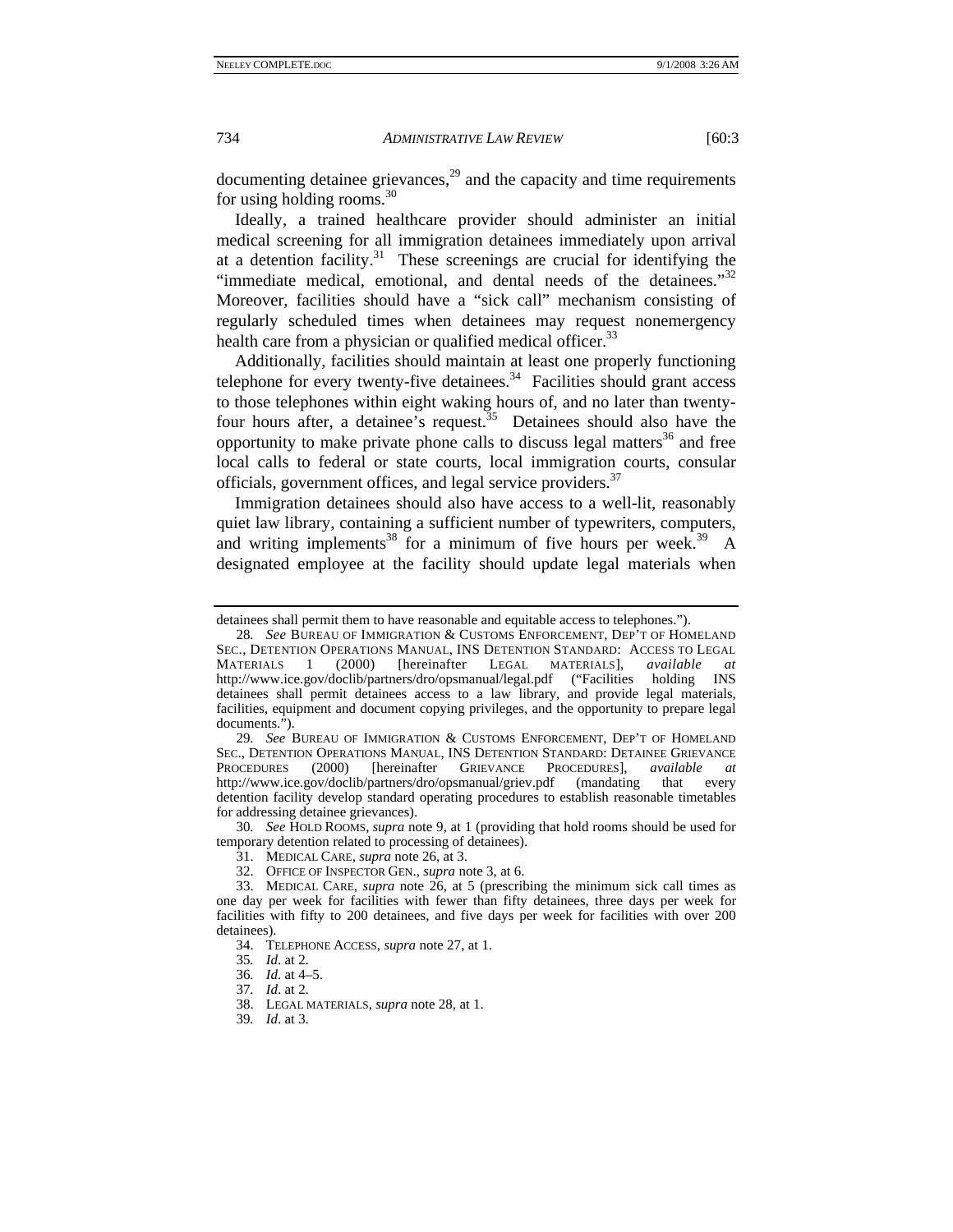documenting detainee grievances,[29] and the capacity and time requirements for using holding rooms.[30]

Ideally, a trained healthcare provider should administer an initial medical screening for all immigration detainees immediately upon arrival at a detention facility.[31] These screenings are crucial for identifying the "immediate medical, emotional, and dental needs of the detainees."[32] Moreover, facilities should have a "sick call" mechanism consisting of regularly scheduled times when detainees may request nonemergency health care from a physician or qualified medical officer.[33]

Additionally, facilities should maintain at least one properly functioning telephone for every twenty-five detainees.[34] Facilities should grant access to those telephones within eight waking hours of, and no later than twenty-four hours after, a detainee's request.[35] Detainees should also have the opportunity to make private phone calls to discuss legal matters[36] and free local calls to federal or state courts, local immigration courts, consular officials, government offices, and legal service providers.[37]

Immigration detainees should also have access to a well-lit, reasonably quiet law library, containing a sufficient number of typewriters, computers, and writing implements[38] for a minimum of five hours per week.[39] A designated employee at the facility should update legal materials when

---

detainees shall permit them to have reasonable and equitable access to telephones.").

28. *See* BUREAU OF IMMIGRATION & CUSTOMS ENFORCEMENT, DEP'T OF HOMELAND SEC., DETENTION OPERATIONS MANUAL, INS DETENTION STANDARD: ACCESS TO LEGAL MATERIALS 1 (2000) [hereinafter LEGAL MATERIALS], *available at* http://www.ice.gov/doclib/partners/dro/opsmanual/legal.pdf ("Facilities holding INS detainees shall permit detainees access to a law library, and provide legal materials, facilities, equipment and document copying privileges, and the opportunity to prepare legal documents.").

29. *See* BUREAU OF IMMIGRATION & CUSTOMS ENFORCEMENT, DEP'T OF HOMELAND SEC., DETENTION OPERATIONS MANUAL, INS DETENTION STANDARD: DETAINEE GRIEVANCE PROCEDURES (2000) [hereinafter GRIEVANCE PROCEDURES], *available at* http://www.ice.gov/doclib/partners/dro/opsmanual/griev.pdf (mandating that every detention facility develop standard operating procedures to establish reasonable timetables for addressing detainee grievances).

30. *See* HOLD ROOMS, *supra* note 9, at 1 (providing that hold rooms should be used for temporary detention related to processing of detainees).

31. MEDICAL CARE, *supra* note 26, at 3.

32. OFFICE OF INSPECTOR GEN., *supra* note 3, at 6.

33. MEDICAL CARE, *supra* note 26, at 5 (prescribing the minimum sick call times as one day per week for facilities with fewer than fifty detainees, three days per week for facilities with fifty to 200 detainees, and five days per week for facilities with over 200 detainees).

34. TELEPHONE ACCESS, *supra* note 27, at 1.

35. *Id*. at 2.

36. *Id*. at 4–5.

37. *Id*. at 2.

38. LEGAL MATERIALS, *supra* note 28, at 1.

39. *Id*. at 3.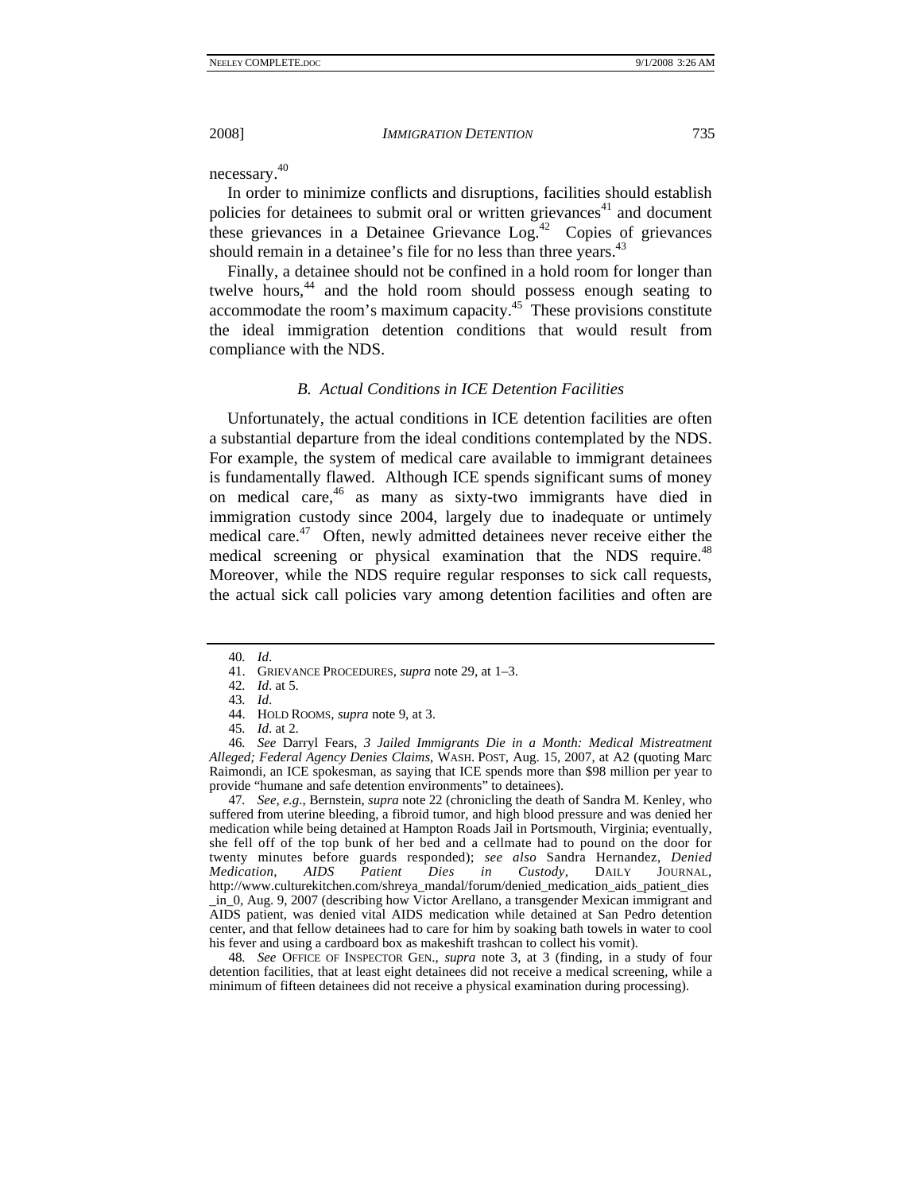necessary.[40]

In order to minimize conflicts and disruptions, facilities should establish policies for detainees to submit oral or written grievances[41] and document these grievances in a Detainee Grievance Log.[42] Copies of grievances should remain in a detainee's file for no less than three years.[43]

Finally, a detainee should not be confined in a hold room for longer than twelve hours,[44] and the hold room should possess enough seating to accommodate the room's maximum capacity.[45] These provisions constitute the ideal immigration detention conditions that would result from compliance with the NDS.

### *B. Actual Conditions in ICE Detention Facilities*

Unfortunately, the actual conditions in ICE detention facilities are often a substantial departure from the ideal conditions contemplated by the NDS. For example, the system of medical care available to immigrant detainees is fundamentally flawed. Although ICE spends significant sums of money on medical care,[46] as many as sixty-two immigrants have died in immigration custody since 2004, largely due to inadequate or untimely medical care.[47] Often, newly admitted detainees never receive either the medical screening or physical examination that the NDS require.[48] Moreover, while the NDS require regular responses to sick call requests, the actual sick call policies vary among detention facilities and often are

---

40. *Id*.

41. GRIEVANCE PROCEDURES, *supra* note 29, at 1–3.

42. *Id*. at 5.

43. *Id*.

44. HOLD ROOMS, *supra* note 9, at 3.

45. *Id*. at 2.

46. *See* Darryl Fears, *3 Jailed Immigrants Die in a Month: Medical Mistreatment Alleged; Federal Agency Denies Claims*, WASH. POST, Aug. 15, 2007, at A2 (quoting Marc Raimondi, an ICE spokesman, as saying that ICE spends more than $98 million per year to provide "humane and safe detention environments" to detainees).

47. *See, e.g.*, Bernstein, *supra* note 22 (chronicling the death of Sandra M. Kenley, who suffered from uterine bleeding, a fibroid tumor, and high blood pressure and was denied her medication while being detained at Hampton Roads Jail in Portsmouth, Virginia; eventually, she fell off of the top bunk of her bed and a cellmate had to pound on the door for twenty minutes before guards responded); *see also* Sandra Hernandez, *Denied Medication, AIDS Patient Dies in Custody*, DAILY JOURNAL, http://www.culturekitchen.com/shreya_mandal/forum/denied_medication_aids_patient_dies_in_0, Aug. 9, 2007 (describing how Victor Arellano, a transgender Mexican immigrant and AIDS patient, was denied vital AIDS medication while detained at San Pedro detention center, and that fellow detainees had to care for him by soaking bath towels in water to cool his fever and using a cardboard box as makeshift trashcan to collect his vomit).

48. *See* OFFICE OF INSPECTOR GEN., *supra* note 3, at 3 (finding, in a study of four detention facilities, that at least eight detainees did not receive a medical screening, while a minimum of fifteen detainees did not receive a physical examination during processing).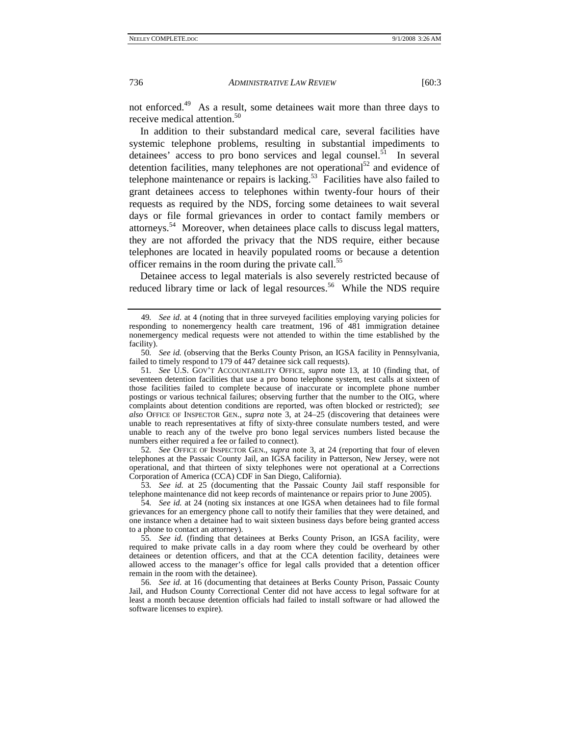not enforced.[49] As a result, some detainees wait more than three days to receive medical attention.[50]

In addition to their substandard medical care, several facilities have systemic telephone problems, resulting in substantial impediments to detainees' access to pro bono services and legal counsel.[51] In several detention facilities, many telephones are not operational[52] and evidence of telephone maintenance or repairs is lacking.[53] Facilities have also failed to grant detainees access to telephones within twenty-four hours of their requests as required by the NDS, forcing some detainees to wait several days or file formal grievances in order to contact family members or attorneys.[54] Moreover, when detainees place calls to discuss legal matters, they are not afforded the privacy that the NDS require, either because telephones are located in heavily populated rooms or because a detention officer remains in the room during the private call.[55]

Detainee access to legal materials is also severely restricted because of reduced library time or lack of legal resources.[56] While the NDS require

---

49. *See id.* at 4 (noting that in three surveyed facilities employing varying policies for responding to nonemergency health care treatment, 196 of 481 immigration detainee nonemergency medical requests were not attended to within the time established by the facility).

50. *See id.* (observing that the Berks County Prison, an IGSA facility in Pennsylvania, failed to timely respond to 179 of 447 detainee sick call requests).

51. *See* U.S. GOV'T ACCOUNTABILITY OFFICE, *supra* note 13, at 10 (finding that, of seventeen detention facilities that use a pro bono telephone system, test calls at sixteen of those facilities failed to complete because of inaccurate or incomplete phone number postings or various technical failures; observing further that the number to the OIG, where complaints about detention conditions are reported, was often blocked or restricted); *see also* OFFICE OF INSPECTOR GEN., *supra* note 3, at 24–25 (discovering that detainees were unable to reach representatives at fifty of sixty-three consulate numbers tested, and were unable to reach any of the twelve pro bono legal services numbers listed because the numbers either required a fee or failed to connect).

52. *See* OFFICE OF INSPECTOR GEN., *supra* note 3, at 24 (reporting that four of eleven telephones at the Passaic County Jail, an IGSA facility in Patterson, New Jersey, were not operational, and that thirteen of sixty telephones were not operational at a Corrections Corporation of America (CCA) CDF in San Diego, California).

53. *See id.* at 25 (documenting that the Passaic County Jail staff responsible for telephone maintenance did not keep records of maintenance or repairs prior to June 2005).

54. *See id.* at 24 (noting six instances at one IGSA when detainees had to file formal grievances for an emergency phone call to notify their families that they were detained, and one instance when a detainee had to wait sixteen business days before being granted access to a phone to contact an attorney).

55. *See id.* (finding that detainees at Berks County Prison, an IGSA facility, were required to make private calls in a day room where they could be overheard by other detainees or detention officers, and that at the CCA detention facility, detainees were allowed access to the manager's office for legal calls provided that a detention officer remain in the room with the detainee).

56. *See id.* at 16 (documenting that detainees at Berks County Prison, Passaic County Jail, and Hudson County Correctional Center did not have access to legal software for at least a month because detention officials had failed to install software or had allowed the software licenses to expire).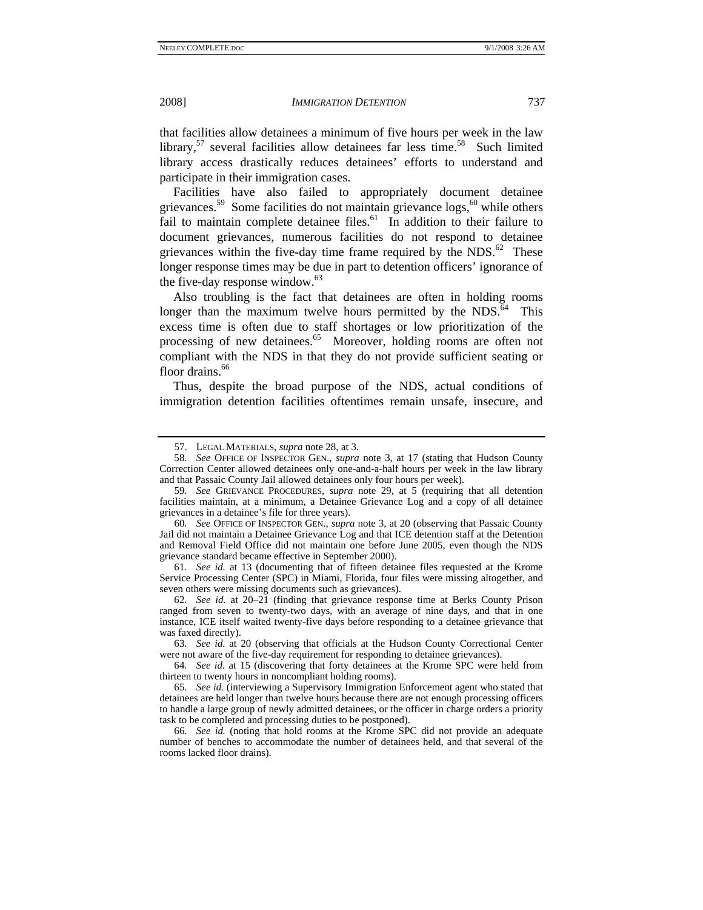that facilities allow detainees a minimum of five hours per week in the law library,[57] several facilities allow detainees far less time.[58] Such limited library access drastically reduces detainees' efforts to understand and participate in their immigration cases.

Facilities have also failed to appropriately document detainee grievances.[59] Some facilities do not maintain grievance logs,[60] while others fail to maintain complete detainee files.[61] In addition to their failure to document grievances, numerous facilities do not respond to detainee grievances within the five-day time frame required by the NDS.[62] These longer response times may be due in part to detention officers' ignorance of the five-day response window.[63]

Also troubling is the fact that detainees are often in holding rooms longer than the maximum twelve hours permitted by the NDS.[64] This excess time is often due to staff shortages or low prioritization of the processing of new detainees.[65] Moreover, holding rooms are often not compliant with the NDS in that they do not provide sufficient seating or floor drains.[66]

Thus, despite the broad purpose of the NDS, actual conditions of immigration detention facilities oftentimes remain unsafe, insecure, and

---

57. LEGAL MATERIALS, *supra* note 28, at 3.

58. *See* OFFICE OF INSPECTOR GEN., *supra* note 3, at 17 (stating that Hudson County Correction Center allowed detainees only one-and-a-half hours per week in the law library and that Passaic County Jail allowed detainees only four hours per week).

59. *See* GRIEVANCE PROCEDURES, *supra* note 29, at 5 (requiring that all detention facilities maintain, at a minimum, a Detainee Grievance Log and a copy of all detainee grievances in a detainee's file for three years).

60. *See* OFFICE OF INSPECTOR GEN., *supra* note 3, at 20 (observing that Passaic County Jail did not maintain a Detainee Grievance Log and that ICE detention staff at the Detention and Removal Field Office did not maintain one before June 2005, even though the NDS grievance standard became effective in September 2000).

61. *See id.* at 13 (documenting that of fifteen detainee files requested at the Krome Service Processing Center (SPC) in Miami, Florida, four files were missing altogether, and seven others were missing documents such as grievances).

62. *See id.* at 20–21 (finding that grievance response time at Berks County Prison ranged from seven to twenty-two days, with an average of nine days, and that in one instance, ICE itself waited twenty-five days before responding to a detainee grievance that was faxed directly).

63. *See id.* at 20 (observing that officials at the Hudson County Correctional Center were not aware of the five-day requirement for responding to detainee grievances).

64. *See id.* at 15 (discovering that forty detainees at the Krome SPC were held from thirteen to twenty hours in noncompliant holding rooms).

65. *See id.* (interviewing a Supervisory Immigration Enforcement agent who stated that detainees are held longer than twelve hours because there are not enough processing officers to handle a large group of newly admitted detainees, or the officer in charge orders a priority task to be completed and processing duties to be postponed).

66. *See id.* (noting that hold rooms at the Krome SPC did not provide an adequate number of benches to accommodate the number of detainees held, and that several of the rooms lacked floor drains).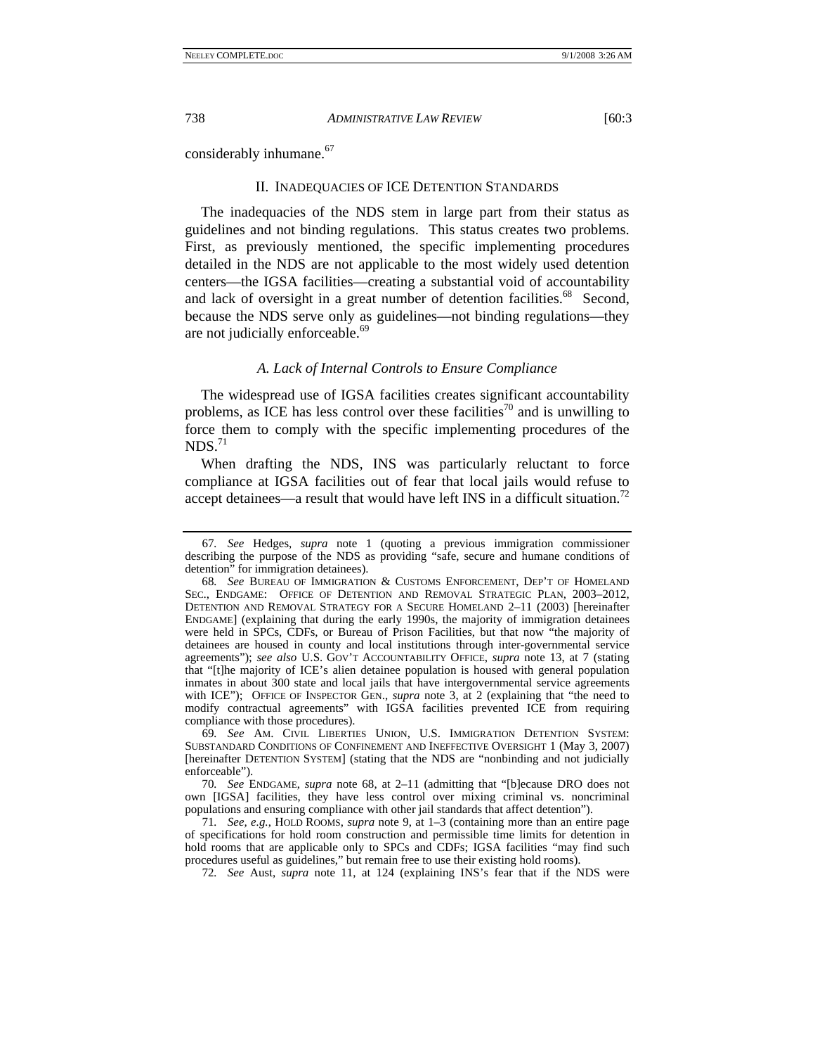considerably inhumane.[67]

## II. INADEQUACIES OF ICE DETENTION STANDARDS

The inadequacies of the NDS stem in large part from their status as guidelines and not binding regulations. This status creates two problems. First, as previously mentioned, the specific implementing procedures detailed in the NDS are not applicable to the most widely used detention centers—the IGSA facilities—creating a substantial void of accountability and lack of oversight in a great number of detention facilities.[68] Second, because the NDS serve only as guidelines—not binding regulations—they are not judicially enforceable.[69]

### *A. Lack of Internal Controls to Ensure Compliance*

The widespread use of IGSA facilities creates significant accountability problems, as ICE has less control over these facilities[70] and is unwilling to force them to comply with the specific implementing procedures of the NDS.[71]

When drafting the NDS, INS was particularly reluctant to force compliance at IGSA facilities out of fear that local jails would refuse to accept detainees—a result that would have left INS in a difficult situation.[72]

---

67. *See* Hedges, *supra* note 1 (quoting a previous immigration commissioner describing the purpose of the NDS as providing "safe, secure and humane conditions of detention" for immigration detainees).

68. *See* BUREAU OF IMMIGRATION & CUSTOMS ENFORCEMENT, DEP'T OF HOMELAND SEC., ENDGAME: OFFICE OF DETENTION AND REMOVAL STRATEGIC PLAN, 2003–2012, DETENTION AND REMOVAL STRATEGY FOR A SECURE HOMELAND 2–11 (2003) [hereinafter ENDGAME] (explaining that during the early 1990s, the majority of immigration detainees were held in SPCs, CDFs, or Bureau of Prison Facilities, but that now "the majority of detainees are housed in county and local institutions through inter-governmental service agreements"); *see also* U.S. GOV'T ACCOUNTABILITY OFFICE, *supra* note 13, at 7 (stating that "[t]he majority of ICE's alien detainee population is housed with general population inmates in about 300 state and local jails that have intergovernmental service agreements with ICE"); OFFICE OF INSPECTOR GEN., *supra* note 3, at 2 (explaining that "the need to modify contractual agreements" with IGSA facilities prevented ICE from requiring compliance with those procedures).

69. *See* AM. CIVIL LIBERTIES UNION, U.S. IMMIGRATION DETENTION SYSTEM: SUBSTANDARD CONDITIONS OF CONFINEMENT AND INEFFECTIVE OVERSIGHT 1 (May 3, 2007) [hereinafter DETENTION SYSTEM] (stating that the NDS are "nonbinding and not judicially enforceable").

70. *See* ENDGAME, *supra* note 68, at 2–11 (admitting that "[b]ecause DRO does not own [IGSA] facilities, they have less control over mixing criminal vs. noncriminal populations and ensuring compliance with other jail standards that affect detention").

71. *See, e.g.*, HOLD ROOMS, *supra* note 9, at 1–3 (containing more than an entire page of specifications for hold room construction and permissible time limits for detention in hold rooms that are applicable only to SPCs and CDFs; IGSA facilities "may find such procedures useful as guidelines," but remain free to use their existing hold rooms).

72. *See* Aust, *supra* note 11, at 124 (explaining INS's fear that if the NDS were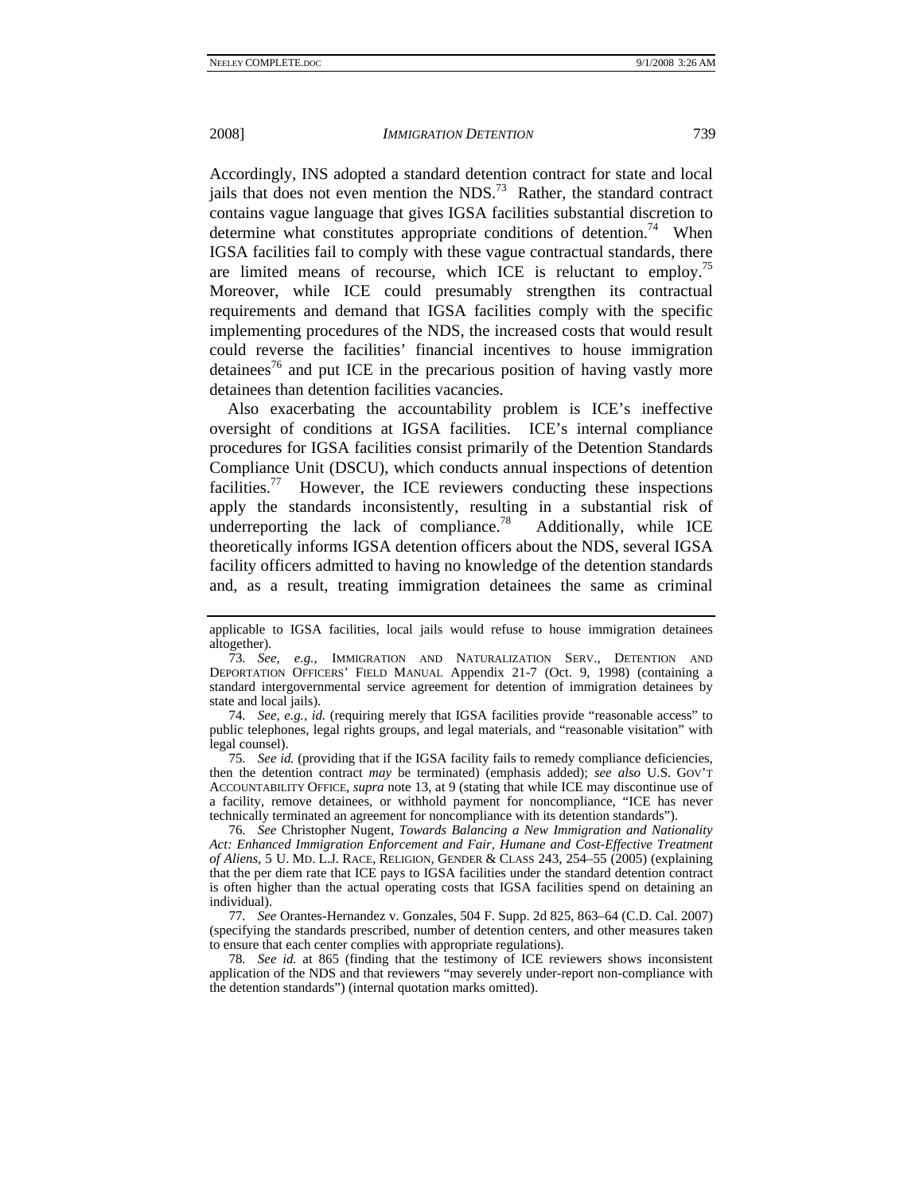Accordingly, INS adopted a standard detention contract for state and local jails that does not even mention the NDS.[73] Rather, the standard contract contains vague language that gives IGSA facilities substantial discretion to determine what constitutes appropriate conditions of detention.[74] When IGSA facilities fail to comply with these vague contractual standards, there are limited means of recourse, which ICE is reluctant to employ.[75] Moreover, while ICE could presumably strengthen its contractual requirements and demand that IGSA facilities comply with the specific implementing procedures of the NDS, the increased costs that would result could reverse the facilities' financial incentives to house immigration detainees[76] and put ICE in the precarious position of having vastly more detainees than detention facilities vacancies.

Also exacerbating the accountability problem is ICE's ineffective oversight of conditions at IGSA facilities. ICE's internal compliance procedures for IGSA facilities consist primarily of the Detention Standards Compliance Unit (DSCU), which conducts annual inspections of detention facilities.[77] However, the ICE reviewers conducting these inspections apply the standards inconsistently, resulting in a substantial risk of underreporting the lack of compliance.[78] Additionally, while ICE theoretically informs IGSA detention officers about the NDS, several IGSA facility officers admitted to having no knowledge of the detention standards and, as a result, treating immigration detainees the same as criminal

---

applicable to IGSA facilities, local jails would refuse to house immigration detainees altogether).

73. *See, e.g.*, IMMIGRATION AND NATURALIZATION SERV., DETENTION AND DEPORTATION OFFICERS' FIELD MANUAL Appendix 21-7 (Oct. 9, 1998) (containing a standard intergovernmental service agreement for detention of immigration detainees by state and local jails).

74. *See, e.g.*, *id.* (requiring merely that IGSA facilities provide "reasonable access" to public telephones, legal rights groups, and legal materials, and "reasonable visitation" with legal counsel).

75. *See id.* (providing that if the IGSA facility fails to remedy compliance deficiencies, then the detention contract *may* be terminated) (emphasis added); *see also* U.S. GOV'T ACCOUNTABILITY OFFICE, *supra* note 13, at 9 (stating that while ICE may discontinue use of a facility, remove detainees, or withhold payment for noncompliance, "ICE has never technically terminated an agreement for noncompliance with its detention standards").

76. *See* Christopher Nugent, *Towards Balancing a New Immigration and Nationality Act: Enhanced Immigration Enforcement and Fair, Humane and Cost-Effective Treatment of Aliens*, 5 U. MD. L.J. RACE, RELIGION, GENDER & CLASS 243, 254–55 (2005) (explaining that the per diem rate that ICE pays to IGSA facilities under the standard detention contract is often higher than the actual operating costs that IGSA facilities spend on detaining an individual).

77. *See* Orantes-Hernandez v. Gonzales, 504 F. Supp. 2d 825, 863–64 (C.D. Cal. 2007) (specifying the standards prescribed, number of detention centers, and other measures taken to ensure that each center complies with appropriate regulations).

78. *See id.* at 865 (finding that the testimony of ICE reviewers shows inconsistent application of the NDS and that reviewers "may severely under-report non-compliance with the detention standards") (internal quotation marks omitted).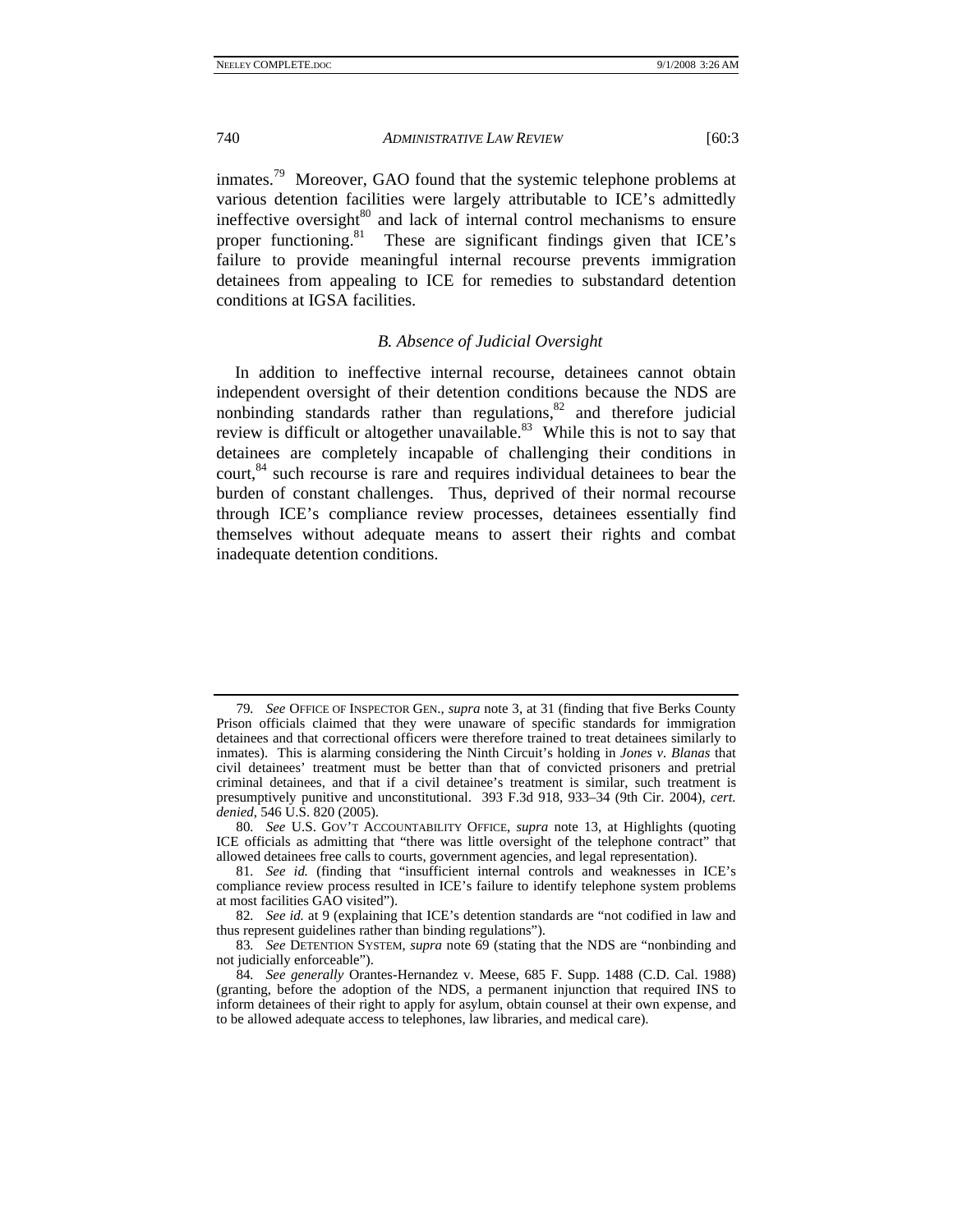inmates.[79] Moreover, GAO found that the systemic telephone problems at various detention facilities were largely attributable to ICE's admittedly ineffective oversight[80] and lack of internal control mechanisms to ensure proper functioning.[81] These are significant findings given that ICE's failure to provide meaningful internal recourse prevents immigration detainees from appealing to ICE for remedies to substandard detention conditions at IGSA facilities.

### *B. Absence of Judicial Oversight*

In addition to ineffective internal recourse, detainees cannot obtain independent oversight of their detention conditions because the NDS are nonbinding standards rather than regulations,[82] and therefore judicial review is difficult or altogether unavailable.[83] While this is not to say that detainees are completely incapable of challenging their conditions in court,[84] such recourse is rare and requires individual detainees to bear the burden of constant challenges. Thus, deprived of their normal recourse through ICE's compliance review processes, detainees essentially find themselves without adequate means to assert their rights and combat inadequate detention conditions.

---

79. *See* OFFICE OF INSPECTOR GEN., *supra* note 3, at 31 (finding that five Berks County Prison officials claimed that they were unaware of specific standards for immigration detainees and that correctional officers were therefore trained to treat detainees similarly to inmates). This is alarming considering the Ninth Circuit's holding in *Jones v. Blanas* that civil detainees' treatment must be better than that of convicted prisoners and pretrial criminal detainees, and that if a civil detainee's treatment is similar, such treatment is presumptively punitive and unconstitutional. 393 F.3d 918, 933–34 (9th Cir. 2004), *cert. denied*, 546 U.S. 820 (2005).

80. *See* U.S. GOV'T ACCOUNTABILITY OFFICE, *supra* note 13, at Highlights (quoting ICE officials as admitting that "there was little oversight of the telephone contract" that allowed detainees free calls to courts, government agencies, and legal representation).

81. *See id.* (finding that "insufficient internal controls and weaknesses in ICE's compliance review process resulted in ICE's failure to identify telephone system problems at most facilities GAO visited").

82. *See id.* at 9 (explaining that ICE's detention standards are "not codified in law and thus represent guidelines rather than binding regulations").

83. *See* DETENTION SYSTEM, *supra* note 69 (stating that the NDS are "nonbinding and not judicially enforceable").

84. *See generally* Orantes-Hernandez v. Meese, 685 F. Supp. 1488 (C.D. Cal. 1988) (granting, before the adoption of the NDS, a permanent injunction that required INS to inform detainees of their right to apply for asylum, obtain counsel at their own expense, and to be allowed adequate access to telephones, law libraries, and medical care).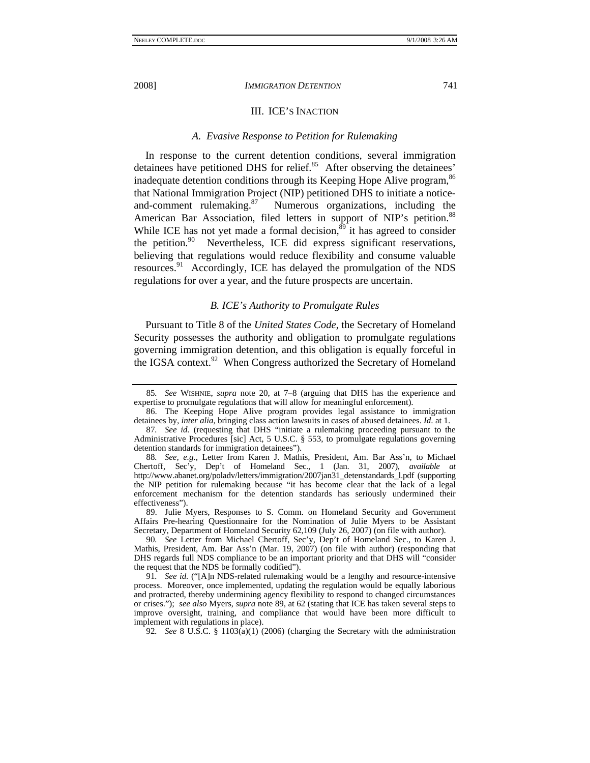## III. ICE's Inaction

### *A. Evasive Response to Petition for Rulemaking*

In response to the current detention conditions, several immigration detainees have petitioned DHS for relief.[85] After observing the detainees' inadequate detention conditions through its Keeping Hope Alive program,[86] that National Immigration Project (NIP) petitioned DHS to initiate a notice-and-comment rulemaking.[87] Numerous organizations, including the American Bar Association, filed letters in support of NIP's petition.[88] While ICE has not yet made a formal decision,[89] it has agreed to consider the petition.[90] Nevertheless, ICE did express significant reservations, believing that regulations would reduce flexibility and consume valuable resources.[91] Accordingly, ICE has delayed the promulgation of the NDS regulations for over a year, and the future prospects are uncertain.

### *B. ICE's Authority to Promulgate Rules*

Pursuant to Title 8 of the *United States Code*, the Secretary of Homeland Security possesses the authority and obligation to promulgate regulations governing immigration detention, and this obligation is equally forceful in the IGSA context.[92] When Congress authorized the Secretary of Homeland

---

85. *See* WISHNIE, *supra* note 20, at 7–8 (arguing that DHS has the experience and expertise to promulgate regulations that will allow for meaningful enforcement).

86. The Keeping Hope Alive program provides legal assistance to immigration detainees by, *inter alia,* bringing class action lawsuits in cases of abused detainees. *Id*. at 1.

87. *See id.* (requesting that DHS "initiate a rulemaking proceeding pursuant to the Administrative Procedures [sic] Act, 5 U.S.C. § 553, to promulgate regulations governing detention standards for immigration detainees").

88. *See, e.g.*, Letter from Karen J. Mathis, President, Am. Bar Ass'n, to Michael Chertoff, Sec'y, Dep't of Homeland Sec., 1 (Jan. 31, 2007), *available at* http://www.abanet.org/poladv/letters/immigration/2007jan31_detenstandards_l.pdf (supporting the NIP petition for rulemaking because "it has become clear that the lack of a legal enforcement mechanism for the detention standards has seriously undermined their effectiveness").

89. Julie Myers, Responses to S. Comm. on Homeland Security and Government Affairs Pre-hearing Questionnaire for the Nomination of Julie Myers to be Assistant Secretary, Department of Homeland Security 62,109 (July 26, 2007) (on file with author).

90. *See* Letter from Michael Chertoff, Sec'y, Dep't of Homeland Sec., to Karen J. Mathis, President, Am. Bar Ass'n (Mar. 19, 2007) (on file with author) (responding that DHS regards full NDS compliance to be an important priority and that DHS will "consider the request that the NDS be formally codified").

91. *See id.* ("[A]n NDS-related rulemaking would be a lengthy and resource-intensive process. Moreover, once implemented, updating the regulation would be equally laborious and protracted, thereby undermining agency flexibility to respond to changed circumstances or crises."); *see also* Myers, *supra* note 89, at 62 (stating that ICE has taken several steps to improve oversight, training, and compliance that would have been more difficult to implement with regulations in place).

92. *See* 8 U.S.C. § 1103(a)(1) (2006) (charging the Secretary with the administration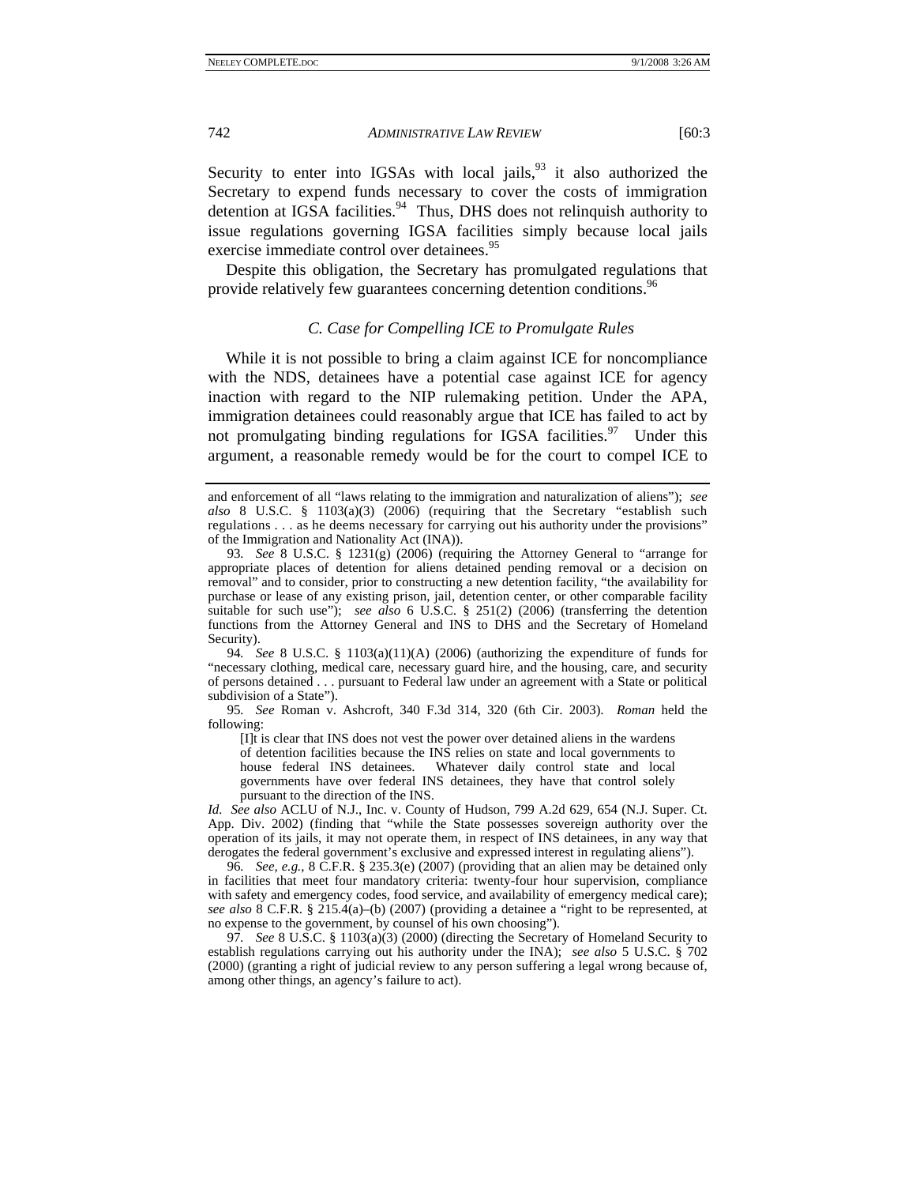Security to enter into IGSAs with local jails,[93] it also authorized the Secretary to expend funds necessary to cover the costs of immigration detention at IGSA facilities.[94] Thus, DHS does not relinquish authority to issue regulations governing IGSA facilities simply because local jails exercise immediate control over detainees.[95]

Despite this obligation, the Secretary has promulgated regulations that provide relatively few guarantees concerning detention conditions.[96]

### *C. Case for Compelling ICE to Promulgate Rules*

While it is not possible to bring a claim against ICE for noncompliance with the NDS, detainees have a potential case against ICE for agency inaction with regard to the NIP rulemaking petition. Under the APA, immigration detainees could reasonably argue that ICE has failed to act by not promulgating binding regulations for IGSA facilities.[97] Under this argument, a reasonable remedy would be for the court to compel ICE to

---

and enforcement of all "laws relating to the immigration and naturalization of aliens"); *see also* 8 U.S.C. § 1103(a)(3) (2006) (requiring that the Secretary "establish such regulations . . . as he deems necessary for carrying out his authority under the provisions" of the Immigration and Nationality Act (INA)).

93. *See* 8 U.S.C. § 1231(g) (2006) (requiring the Attorney General to "arrange for appropriate places of detention for aliens detained pending removal or a decision on removal" and to consider, prior to constructing a new detention facility, "the availability for purchase or lease of any existing prison, jail, detention center, or other comparable facility suitable for such use"); *see also* 6 U.S.C. § 251(2) (2006) (transferring the detention functions from the Attorney General and INS to DHS and the Secretary of Homeland Security).

94. *See* 8 U.S.C. § 1103(a)(11)(A) (2006) (authorizing the expenditure of funds for "necessary clothing, medical care, necessary guard hire, and the housing, care, and security of persons detained . . . pursuant to Federal law under an agreement with a State or political subdivision of a State").

95. *See* Roman v. Ashcroft, 340 F.3d 314, 320 (6th Cir. 2003). *Roman* held the following:

> [I]t is clear that INS does not vest the power over detained aliens in the wardens of detention facilities because the INS relies on state and local governments to house federal INS detainees. Whatever daily control state and local governments have over federal INS detainees, they have that control solely pursuant to the direction of the INS.

*Id. See also* ACLU of N.J., Inc. v. County of Hudson, 799 A.2d 629, 654 (N.J. Super. Ct. App. Div. 2002) (finding that "while the State possesses sovereign authority over the operation of its jails, it may not operate them, in respect of INS detainees, in any way that derogates the federal government's exclusive and expressed interest in regulating aliens").

96. *See, e.g.*, 8 C.F.R. § 235.3(e) (2007) (providing that an alien may be detained only in facilities that meet four mandatory criteria: twenty-four hour supervision, compliance with safety and emergency codes, food service, and availability of emergency medical care); *see also* 8 C.F.R. § 215.4(a)–(b) (2007) (providing a detainee a "right to be represented, at no expense to the government, by counsel of his own choosing").

97. *See* 8 U.S.C. § 1103(a)(3) (2000) (directing the Secretary of Homeland Security to establish regulations carrying out his authority under the INA); *see also* 5 U.S.C. § 702 (2000) (granting a right of judicial review to any person suffering a legal wrong because of, among other things, an agency's failure to act).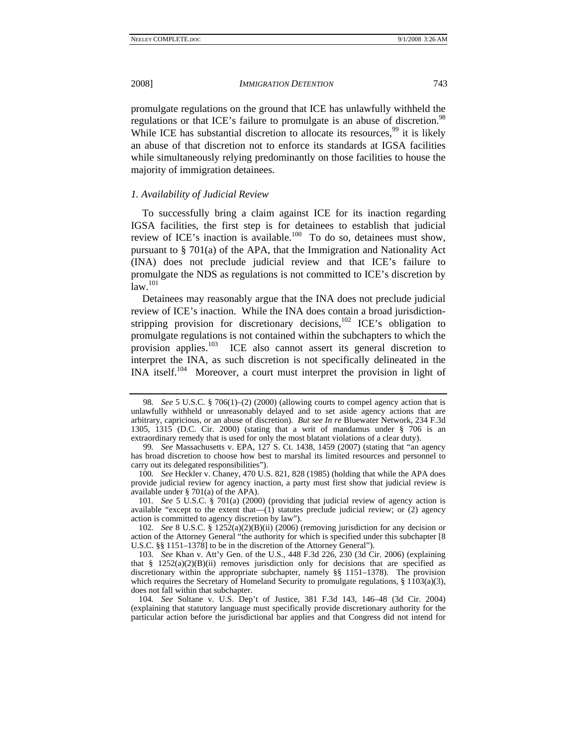promulgate regulations on the ground that ICE has unlawfully withheld the regulations or that ICE's failure to promulgate is an abuse of discretion.[98] While ICE has substantial discretion to allocate its resources,[99] it is likely an abuse of that discretion not to enforce its standards at IGSA facilities while simultaneously relying predominantly on those facilities to house the majority of immigration detainees.

### *1. Availability of Judicial Review*

To successfully bring a claim against ICE for its inaction regarding IGSA facilities, the first step is for detainees to establish that judicial review of ICE's inaction is available.[100] To do so, detainees must show, pursuant to § 701(a) of the APA, that the Immigration and Nationality Act (INA) does not preclude judicial review and that ICE's failure to promulgate the NDS as regulations is not committed to ICE's discretion by law.[101]

Detainees may reasonably argue that the INA does not preclude judicial review of ICE's inaction. While the INA does contain a broad jurisdiction-stripping provision for discretionary decisions,[102] ICE's obligation to promulgate regulations is not contained within the subchapters to which the provision applies.[103] ICE also cannot assert its general discretion to interpret the INA, as such discretion is not specifically delineated in the INA itself.[104] Moreover, a court must interpret the provision in light of

---

98. *See* 5 U.S.C. § 706(1)–(2) (2000) (allowing courts to compel agency action that is unlawfully withheld or unreasonably delayed and to set aside agency actions that are arbitrary, capricious, or an abuse of discretion). *But see In re* Bluewater Network, 234 F.3d 1305, 1315 (D.C. Cir. 2000) (stating that a writ of mandamus under § 706 is an extraordinary remedy that is used for only the most blatant violations of a clear duty).

99. *See* Massachusetts v. EPA, 127 S. Ct. 1438, 1459 (2007) (stating that "an agency has broad discretion to choose how best to marshal its limited resources and personnel to carry out its delegated responsibilities").

100. *See* Heckler v. Chaney, 470 U.S. 821, 828 (1985) (holding that while the APA does provide judicial review for agency inaction, a party must first show that judicial review is available under § 701(a) of the APA).

101. *See* 5 U.S.C. § 701(a) (2000) (providing that judicial review of agency action is available "except to the extent that—(1) statutes preclude judicial review; or (2) agency action is committed to agency discretion by law").

102. *See* 8 U.S.C. § 1252(a)(2)(B)(ii) (2006) (removing jurisdiction for any decision or action of the Attorney General "the authority for which is specified under this subchapter [8 U.S.C. §§ 1151–1378] to be in the discretion of the Attorney General").

103. *See* Khan v. Att'y Gen. of the U.S., 448 F.3d 226, 230 (3d Cir. 2006) (explaining that § 1252(a)(2)(B)(ii) removes jurisdiction only for decisions that are specified as discretionary within the appropriate subchapter, namely §§ 1151–1378). The provision which requires the Secretary of Homeland Security to promulgate regulations, § 1103(a)(3), does not fall within that subchapter.

104. *See* Soltane v. U.S. Dep't of Justice, 381 F.3d 143, 146–48 (3d Cir. 2004) (explaining that statutory language must specifically provide discretionary authority for the particular action before the jurisdictional bar applies and that Congress did not intend for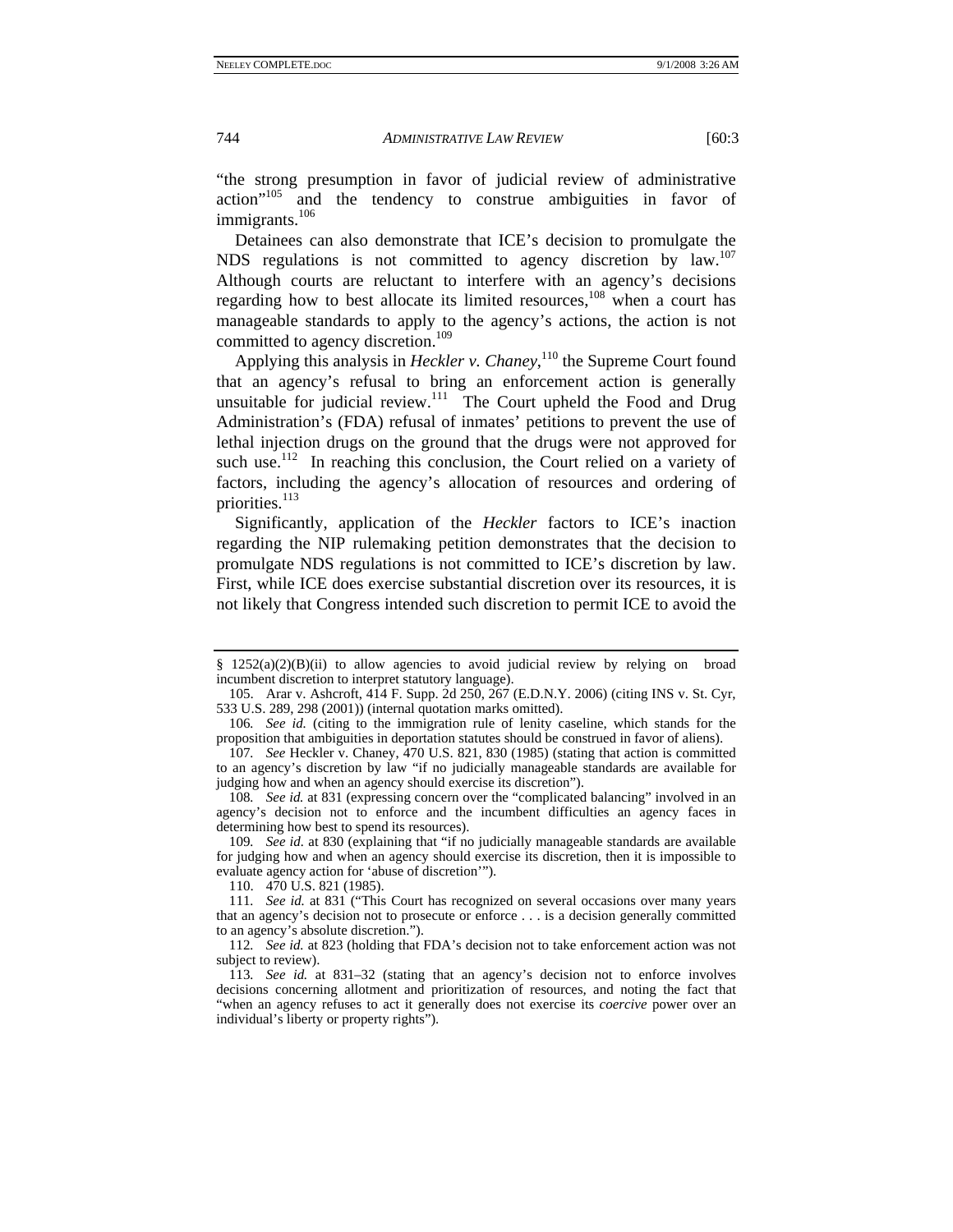"the strong presumption in favor of judicial review of administrative action"[105] and the tendency to construe ambiguities in favor of immigrants.[106]

Detainees can also demonstrate that ICE's decision to promulgate the NDS regulations is not committed to agency discretion by law.[107] Although courts are reluctant to interfere with an agency's decisions regarding how to best allocate its limited resources,[108] when a court has manageable standards to apply to the agency's actions, the action is not committed to agency discretion.[109]

Applying this analysis in *Heckler v. Chaney*,[110] the Supreme Court found that an agency's refusal to bring an enforcement action is generally unsuitable for judicial review.[111] The Court upheld the Food and Drug Administration's (FDA) refusal of inmates' petitions to prevent the use of lethal injection drugs on the ground that the drugs were not approved for such use.[112] In reaching this conclusion, the Court relied on a variety of factors, including the agency's allocation of resources and ordering of priorities.[113]

Significantly, application of the *Heckler* factors to ICE's inaction regarding the NIP rulemaking petition demonstrates that the decision to promulgate NDS regulations is not committed to ICE's discretion by law. First, while ICE does exercise substantial discretion over its resources, it is not likely that Congress intended such discretion to permit ICE to avoid the

---

§ 1252(a)(2)(B)(ii) to allow agencies to avoid judicial review by relying on broad incumbent discretion to interpret statutory language).

105. Arar v. Ashcroft, 414 F. Supp. 2d 250, 267 (E.D.N.Y. 2006) (citing INS v. St. Cyr, 533 U.S. 289, 298 (2001)) (internal quotation marks omitted).

106. *See id.* (citing to the immigration rule of lenity caseline, which stands for the proposition that ambiguities in deportation statutes should be construed in favor of aliens).

107. *See* Heckler v. Chaney, 470 U.S. 821, 830 (1985) (stating that action is committed to an agency's discretion by law "if no judicially manageable standards are available for judging how and when an agency should exercise its discretion").

108. *See id.* at 831 (expressing concern over the "complicated balancing" involved in an agency's decision not to enforce and the incumbent difficulties an agency faces in determining how best to spend its resources).

109. *See id.* at 830 (explaining that "if no judicially manageable standards are available for judging how and when an agency should exercise its discretion, then it is impossible to evaluate agency action for 'abuse of discretion'").

110. 470 U.S. 821 (1985).

111. *See id.* at 831 ("This Court has recognized on several occasions over many years that an agency's decision not to prosecute or enforce . . . is a decision generally committed to an agency's absolute discretion.").

112. *See id.* at 823 (holding that FDA's decision not to take enforcement action was not subject to review).

113. *See id.* at 831–32 (stating that an agency's decision not to enforce involves decisions concerning allotment and prioritization of resources, and noting the fact that "when an agency refuses to act it generally does not exercise its *coercive* power over an individual's liberty or property rights").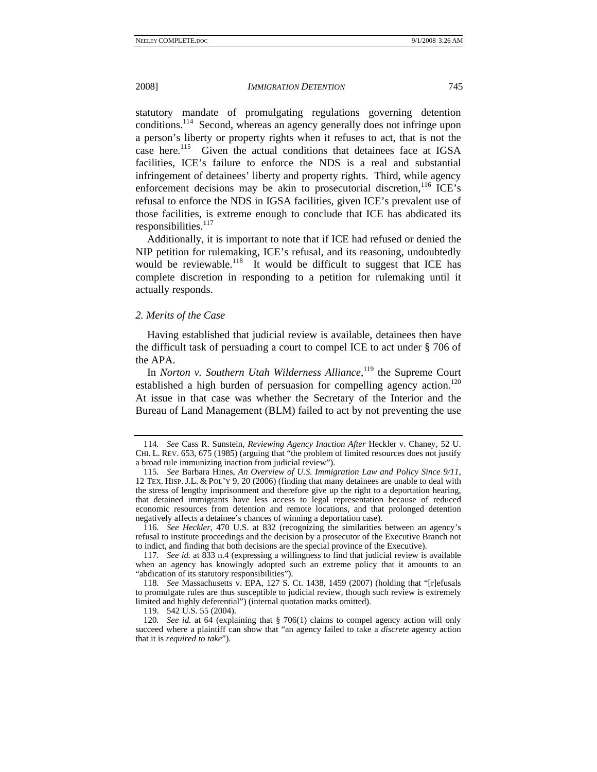statutory mandate of promulgating regulations governing detention conditions.[114] Second, whereas an agency generally does not infringe upon a person's liberty or property rights when it refuses to act, that is not the case here.[115] Given the actual conditions that detainees face at IGSA facilities, ICE's failure to enforce the NDS is a real and substantial infringement of detainees' liberty and property rights. Third, while agency enforcement decisions may be akin to prosecutorial discretion,[116] ICE's refusal to enforce the NDS in IGSA facilities, given ICE's prevalent use of those facilities, is extreme enough to conclude that ICE has abdicated its responsibilities.[117]

Additionally, it is important to note that if ICE had refused or denied the NIP petition for rulemaking, ICE's refusal, and its reasoning, undoubtedly would be reviewable.[118] It would be difficult to suggest that ICE has complete discretion in responding to a petition for rulemaking until it actually responds.

### *2. Merits of the Case*

Having established that judicial review is available, detainees then have the difficult task of persuading a court to compel ICE to act under § 706 of the APA.

In *Norton v. Southern Utah Wilderness Alliance*,[119] the Supreme Court established a high burden of persuasion for compelling agency action.[120] At issue in that case was whether the Secretary of the Interior and the Bureau of Land Management (BLM) failed to act by not preventing the use

---

114. *See* Cass R. Sunstein, *Reviewing Agency Inaction After* Heckler v. Chaney, 52 U. CHI. L. REV. 653, 675 (1985) (arguing that "the problem of limited resources does not justify a broad rule immunizing inaction from judicial review").

115. *See* Barbara Hines, *An Overview of U.S. Immigration Law and Policy Since 9/11*, 12 TEX. HISP. J.L. & POL'Y 9, 20 (2006) (finding that many detainees are unable to deal with the stress of lengthy imprisonment and therefore give up the right to a deportation hearing, that detained immigrants have less access to legal representation because of reduced economic resources from detention and remote locations, and that prolonged detention negatively affects a detainee's chances of winning a deportation case).

116. *See Heckler*, 470 U.S. at 832 (recognizing the similarities between an agency's refusal to institute proceedings and the decision by a prosecutor of the Executive Branch not to indict, and finding that both decisions are the special province of the Executive).

117. *See id.* at 833 n.4 (expressing a willingness to find that judicial review is available when an agency has knowingly adopted such an extreme policy that it amounts to an "abdication of its statutory responsibilities").

118. *See* Massachusetts v. EPA, 127 S. Ct. 1438, 1459 (2007) (holding that "[r]efusals to promulgate rules are thus susceptible to judicial review, though such review is extremely limited and highly deferential") (internal quotation marks omitted).

119. 542 U.S. 55 (2004).

120. *See id.* at 64 (explaining that § 706(1) claims to compel agency action will only succeed where a plaintiff can show that "an agency failed to take a *discrete* agency action that it is *required to take*").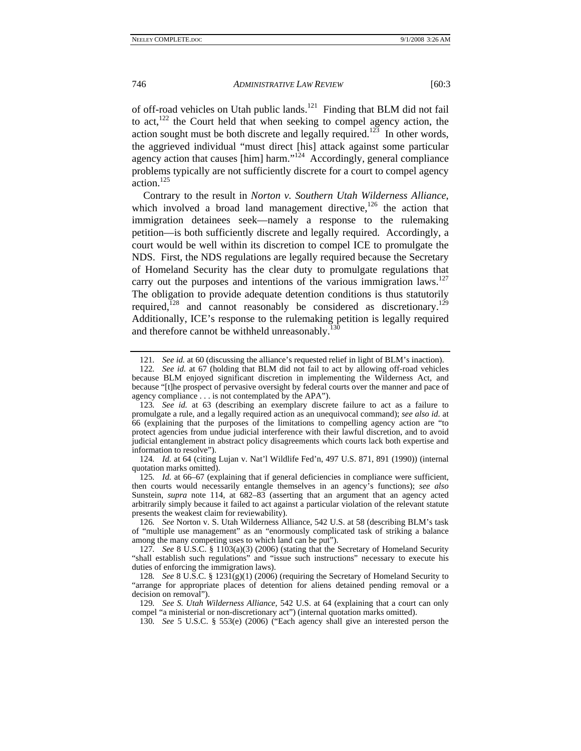of off-road vehicles on Utah public lands.[121] Finding that BLM did not fail to act,[122] the Court held that when seeking to compel agency action, the action sought must be both discrete and legally required.[123] In other words, the aggrieved individual "must direct [his] attack against some particular agency action that causes [him] harm."[124] Accordingly, general compliance problems typically are not sufficiently discrete for a court to compel agency action.[125]

Contrary to the result in *Norton v. Southern Utah Wilderness Alliance*, which involved a broad land management directive,[126] the action that immigration detainees seek—namely a response to the rulemaking petition—is both sufficiently discrete and legally required. Accordingly, a court would be well within its discretion to compel ICE to promulgate the NDS. First, the NDS regulations are legally required because the Secretary of Homeland Security has the clear duty to promulgate regulations that carry out the purposes and intentions of the various immigration laws.[127] The obligation to provide adequate detention conditions is thus statutorily required,[128] and cannot reasonably be considered as discretionary.[129] Additionally, ICE's response to the rulemaking petition is legally required and therefore cannot be withheld unreasonably.[130]

---

121. *See id.* at 60 (discussing the alliance's requested relief in light of BLM's inaction).

122. *See id.* at 67 (holding that BLM did not fail to act by allowing off-road vehicles because BLM enjoyed significant discretion in implementing the Wilderness Act, and because "[t]he prospect of pervasive oversight by federal courts over the manner and pace of agency compliance . . . is not contemplated by the APA").

123. *See id.* at 63 (describing an exemplary discrete failure to act as a failure to promulgate a rule, and a legally required action as an unequivocal command); *see also id.* at 66 (explaining that the purposes of the limitations to compelling agency action are "to protect agencies from undue judicial interference with their lawful discretion, and to avoid judicial entanglement in abstract policy disagreements which courts lack both expertise and information to resolve").

124. *Id.* at 64 (citing Lujan v. Nat'l Wildlife Fed'n, 497 U.S. 871, 891 (1990)) (internal quotation marks omitted).

125. *Id.* at 66–67 (explaining that if general deficiencies in compliance were sufficient, then courts would necessarily entangle themselves in an agency's functions); *see also* Sunstein, *supra* note 114, at 682–83 (asserting that an argument that an agency acted arbitrarily simply because it failed to act against a particular violation of the relevant statute presents the weakest claim for reviewability).

126. *See* Norton v. S. Utah Wilderness Alliance, 542 U.S. at 58 (describing BLM's task of "multiple use management" as an "enormously complicated task of striking a balance among the many competing uses to which land can be put").

127. *See* 8 U.S.C. § 1103(a)(3) (2006) (stating that the Secretary of Homeland Security "shall establish such regulations" and "issue such instructions" necessary to execute his duties of enforcing the immigration laws).

128. *See* 8 U.S.C. § 1231(g)(1) (2006) (requiring the Secretary of Homeland Security to "arrange for appropriate places of detention for aliens detained pending removal or a decision on removal").

129. *See S. Utah Wilderness Alliance*, 542 U.S. at 64 (explaining that a court can only compel "a ministerial or non-discretionary act") (internal quotation marks omitted).

130. *See* 5 U.S.C. § 553(e) (2006) ("Each agency shall give an interested person the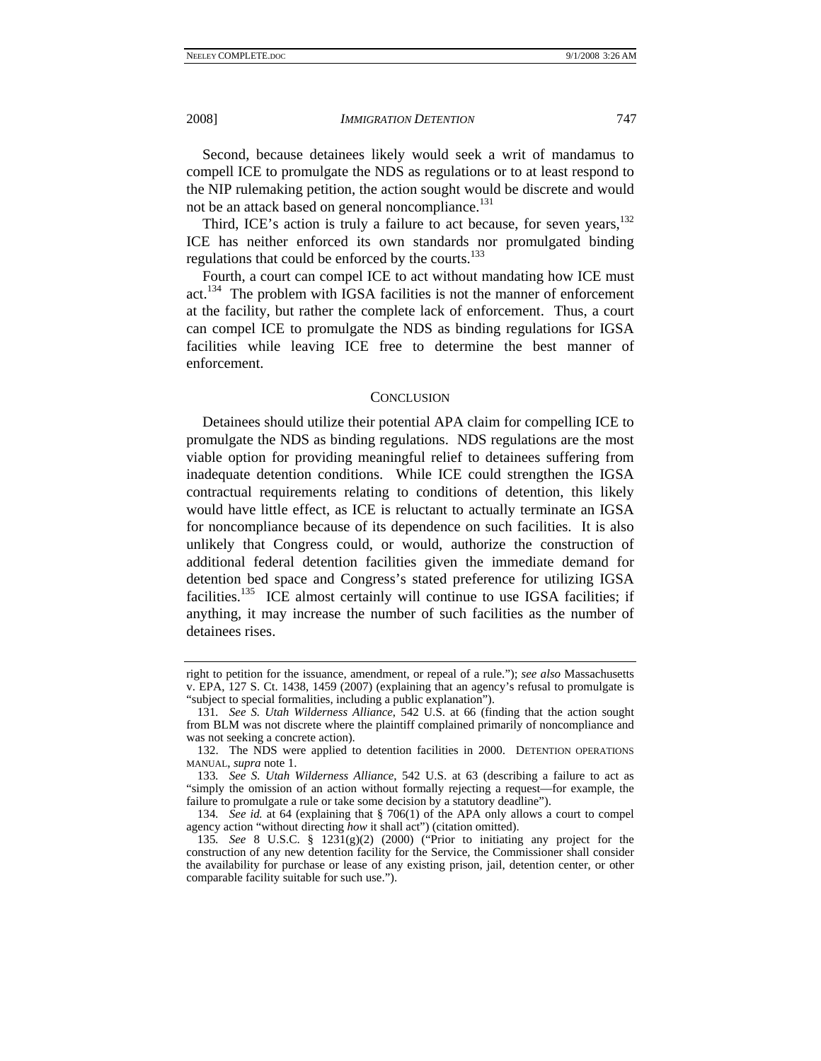Second, because detainees likely would seek a writ of mandamus to compell ICE to promulgate the NDS as regulations or to at least respond to the NIP rulemaking petition, the action sought would be discrete and would not be an attack based on general noncompliance.[131]

Third, ICE's action is truly a failure to act because, for seven years,[132] ICE has neither enforced its own standards nor promulgated binding regulations that could be enforced by the courts.[133]

Fourth, a court can compel ICE to act without mandating how ICE must act.[134] The problem with IGSA facilities is not the manner of enforcement at the facility, but rather the complete lack of enforcement. Thus, a court can compel ICE to promulgate the NDS as binding regulations for IGSA facilities while leaving ICE free to determine the best manner of enforcement.

## CONCLUSION

Detainees should utilize their potential APA claim for compelling ICE to promulgate the NDS as binding regulations. NDS regulations are the most viable option for providing meaningful relief to detainees suffering from inadequate detention conditions. While ICE could strengthen the IGSA contractual requirements relating to conditions of detention, this likely would have little effect, as ICE is reluctant to actually terminate an IGSA for noncompliance because of its dependence on such facilities. It is also unlikely that Congress could, or would, authorize the construction of additional federal detention facilities given the immediate demand for detention bed space and Congress's stated preference for utilizing IGSA facilities.[135] ICE almost certainly will continue to use IGSA facilities; if anything, it may increase the number of such facilities as the number of detainees rises.

---

right to petition for the issuance, amendment, or repeal of a rule."); *see also* Massachusetts v. EPA, 127 S. Ct. 1438, 1459 (2007) (explaining that an agency's refusal to promulgate is "subject to special formalities, including a public explanation").

131. *See S. Utah Wilderness Alliance*, 542 U.S. at 66 (finding that the action sought from BLM was not discrete where the plaintiff complained primarily of noncompliance and was not seeking a concrete action).

132. The NDS were applied to detention facilities in 2000. DETENTION OPERATIONS MANUAL, *supra* note 1.

133. *See S. Utah Wilderness Alliance*, 542 U.S. at 63 (describing a failure to act as "simply the omission of an action without formally rejecting a request—for example, the failure to promulgate a rule or take some decision by a statutory deadline").

134. *See id.* at 64 (explaining that § 706(1) of the APA only allows a court to compel agency action "without directing *how* it shall act") (citation omitted).

135. *See* 8 U.S.C. § 1231(g)(2) (2000) ("Prior to initiating any project for the construction of any new detention facility for the Service, the Commissioner shall consider the availability for purchase or lease of any existing prison, jail, detention center, or other comparable facility suitable for such use.").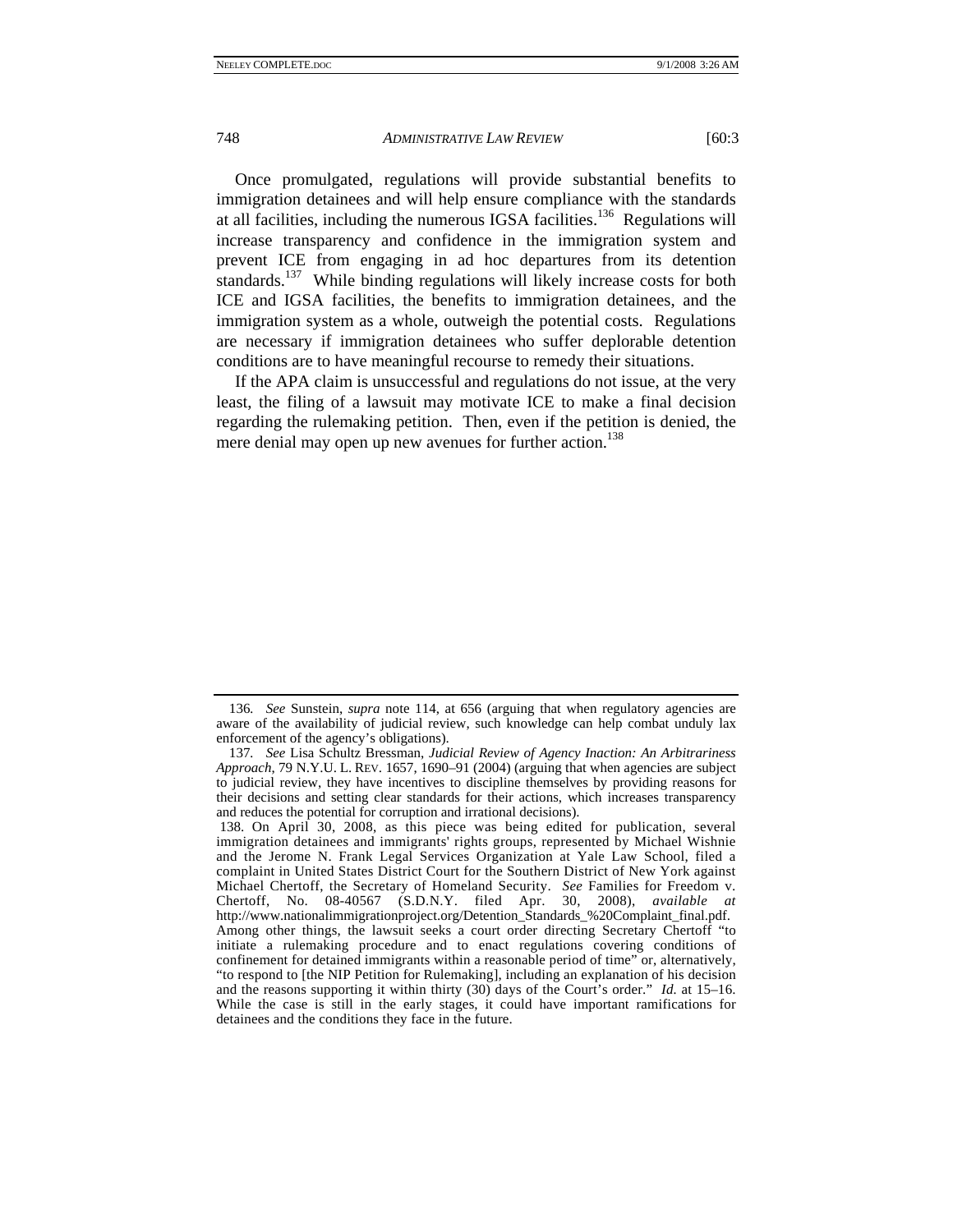Once promulgated, regulations will provide substantial benefits to immigration detainees and will help ensure compliance with the standards at all facilities, including the numerous IGSA facilities.[136] Regulations will increase transparency and confidence in the immigration system and prevent ICE from engaging in ad hoc departures from its detention standards.[137] While binding regulations will likely increase costs for both ICE and IGSA facilities, the benefits to immigration detainees, and the immigration system as a whole, outweigh the potential costs. Regulations are necessary if immigration detainees who suffer deplorable detention conditions are to have meaningful recourse to remedy their situations.

If the APA claim is unsuccessful and regulations do not issue, at the very least, the filing of a lawsuit may motivate ICE to make a final decision regarding the rulemaking petition. Then, even if the petition is denied, the mere denial may open up new avenues for further action.[138]

---

136. *See* Sunstein, *supra* note 114, at 656 (arguing that when regulatory agencies are aware of the availability of judicial review, such knowledge can help combat unduly lax enforcement of the agency's obligations).

137. *See* Lisa Schultz Bressman, *Judicial Review of Agency Inaction: An Arbitrariness Approach*, 79 N.Y.U. L. REV. 1657, 1690–91 (2004) (arguing that when agencies are subject to judicial review, they have incentives to discipline themselves by providing reasons for their decisions and setting clear standards for their actions, which increases transparency and reduces the potential for corruption and irrational decisions).

138. On April 30, 2008, as this piece was being edited for publication, several immigration detainees and immigrants' rights groups, represented by Michael Wishnie and the Jerome N. Frank Legal Services Organization at Yale Law School, filed a complaint in United States District Court for the Southern District of New York against Michael Chertoff, the Secretary of Homeland Security. *See* Families for Freedom v. Chertoff, No. 08-40567 (S.D.N.Y. filed Apr. 30, 2008), *available at* http://www.nationalimmigrationproject.org/Detention_Standards_%20Complaint_final.pdf. Among other things, the lawsuit seeks a court order directing Secretary Chertoff "to initiate a rulemaking procedure and to enact regulations covering conditions of confinement for detained immigrants within a reasonable period of time" or, alternatively, "to respond to [the NIP Petition for Rulemaking], including an explanation of his decision and the reasons supporting it within thirty (30) days of the Court's order." *Id.* at 15–16. While the case is still in the early stages, it could have important ramifications for detainees and the conditions they face in the future.